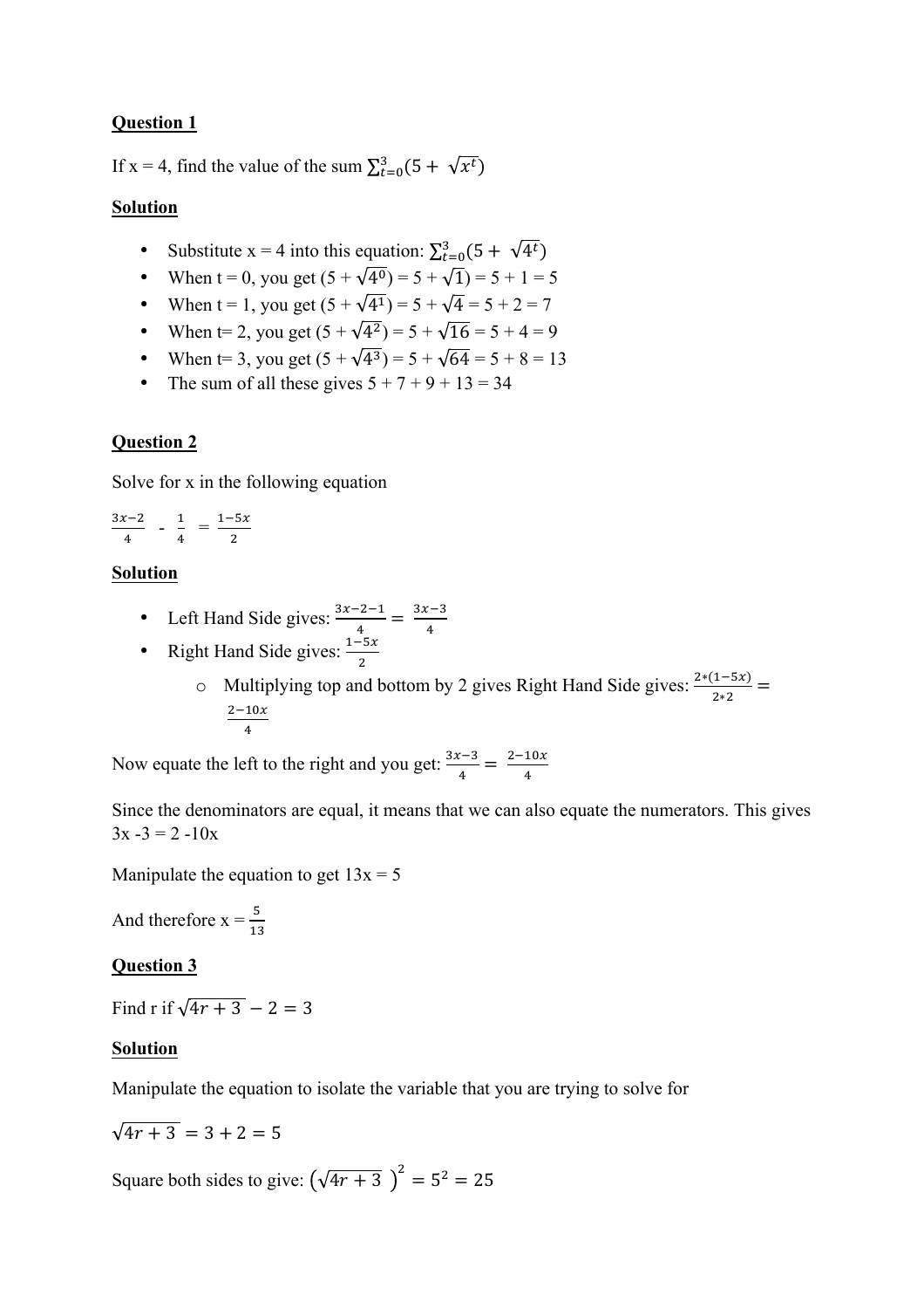**Question 1**

If x = 4, find the value of the sum $\sum_{t=0}^{3}(5 + \sqrt{x^t})$

**Solution**

- Substitute x = 4 into this equation: $\sum_{t=0}^{3}(5 + \sqrt{4^t})$
- When t = 0, you get $(5 + \sqrt{4^0}) = 5 + \sqrt{1}) = 5 + 1 = 5$
- When t = 1, you get $(5 + \sqrt{4^1}) = 5 + \sqrt{4} = 5 + 2 = 7$
- When t= 2, you get $(5 + \sqrt{4^2}) = 5 + \sqrt{16} = 5 + 4 = 9$
- When t= 3, you get $(5 + \sqrt{4^3}) = 5 + \sqrt{64} = 5 + 8 = 13$
- The sum of all these gives 5 + 7 + 9 + 13 = 34

**Question 2**

Solve for x in the following equation

$\frac{3x-2}{4}$ - $\frac{1}{4}$ = $\frac{1-5x}{2}$

**Solution**

- Left Hand Side gives: $\frac{3x-2-1}{4} = \frac{3x-3}{4}$
- Right Hand Side gives: $\frac{1-5x}{2}$
  - Multiplying top and bottom by 2 gives Right Hand Side gives: $\frac{2*(1-5x)}{2*2} = \frac{2-10x}{4}$

Now equate the left to the right and you get: $\frac{3x-3}{4} = \frac{2-10x}{4}$

Since the denominators are equal, it means that we can also equate the numerators. This gives 3x -3 = 2 -10x

Manipulate the equation to get 13x = 5

And therefore x = $\frac{5}{13}$

**Question 3**

Find r if $\sqrt{4r+3} - 2 = 3$

**Solution**

Manipulate the equation to isolate the variable that you are trying to solve for

$\sqrt{4r+3} = 3 + 2 = 5$

Square both sides to give: $\left(\sqrt{4r+3}\right)^2 = 5^2 = 25$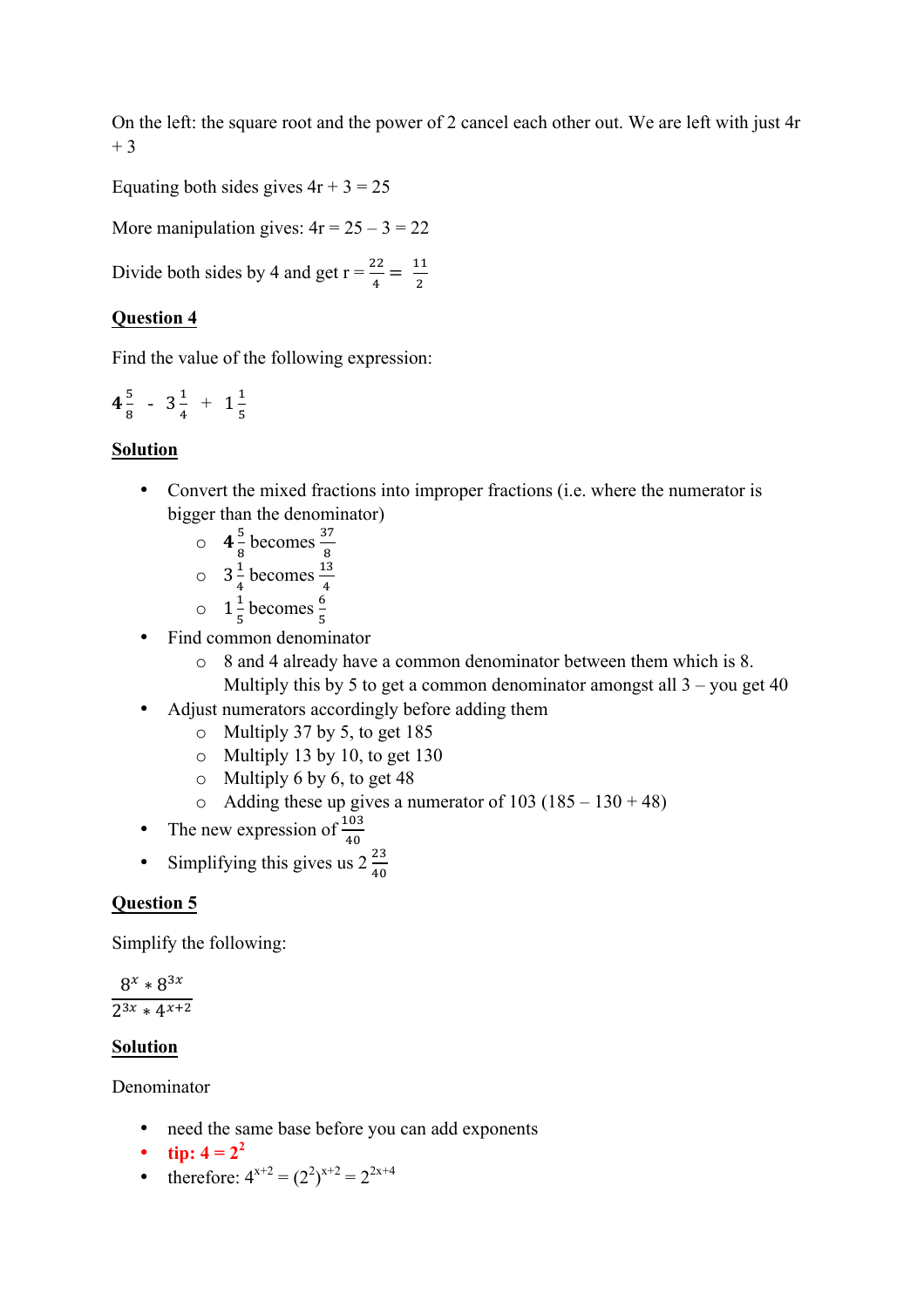On the left: the square root and the power of 2 cancel each other out. We are left with just 4r + 3

Equating both sides gives 4r + 3 = 25

More manipulation gives: 4r = 25 – 3 = 22

Divide both sides by 4 and get r = $\frac{22}{4} = \frac{11}{2}$

**Question 4**

Find the value of the following expression:

$$4\frac{5}{8} - 3\frac{1}{4} + 1\frac{1}{5}$$

**Solution**

- Convert the mixed fractions into improper fractions (i.e. where the numerator is bigger than the denominator)
  - $4\frac{5}{8}$ becomes $\frac{37}{8}$
  - $3\frac{1}{4}$ becomes $\frac{13}{4}$
  - $1\frac{1}{5}$ becomes $\frac{6}{5}$
- Find common denominator
  - 8 and 4 already have a common denominator between them which is 8. Multiply this by 5 to get a common denominator amongst all 3 – you get 40
- Adjust numerators accordingly before adding them
  - Multiply 37 by 5, to get 185
  - Multiply 13 by 10, to get 130
  - Multiply 6 by 6, to get 48
  - Adding these up gives a numerator of 103 (185 – 130 + 48)
- The new expression of $\frac{103}{40}$
- Simplifying this gives us $2\frac{23}{40}$

**Question 5**

Simplify the following:

$$\frac{8^x * 8^{3x}}{2^{3x} * 4^{x+2}}$$

**Solution**

Denominator

- need the same base before you can add exponents
- tip: $4 = 2^2$
- therefore: $4^{x+2} = (2^2)^{x+2} = 2^{2x+4}$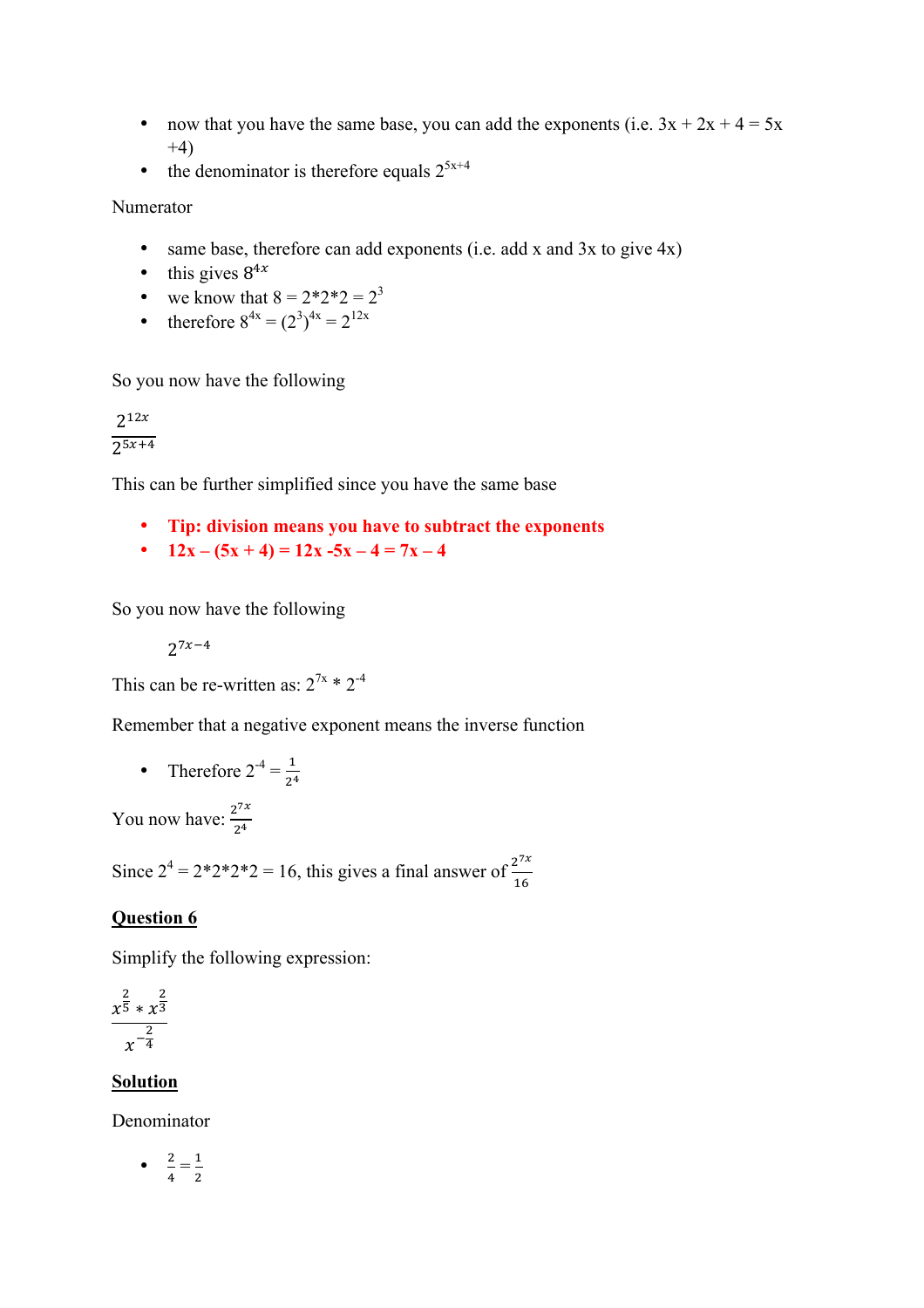- now that you have the same base, you can add the exponents (i.e. 3x + 2x + 4 = 5x +4)
- the denominator is therefore equals $2^{5x+4}$

Numerator

- same base, therefore can add exponents (i.e. add x and 3x to give 4x)
- this gives $8^{4x}$
- we know that 8 = 2*2*2 = $2^3$
- therefore $8^{4x} = (2^3)^{4x} = 2^{12x}$

So you now have the following

$$\frac{2^{12x}}{2^{5x+4}}$$

This can be further simplified since you have the same base

- **Tip: division means you have to subtract the exponents**
- **12x – (5x + 4) = 12x -5x – 4 = 7x – 4**

So you now have the following

$$2^{7x-4}$$

This can be re-written as: $2^{7x} * 2^{-4}$

Remember that a negative exponent means the inverse function

- Therefore $2^{-4} = \frac{1}{2^4}$

You now have: $\frac{2^{7x}}{2^4}$

Since $2^4$ = 2*2*2*2 = 16, this gives a final answer of $\frac{2^{7x}}{16}$

**Question 6**

Simplify the following expression:

$$\frac{x^{\frac{2}{5}} * x^{\frac{2}{3}}}{x^{-\frac{2}{4}}}$$

**Solution**

Denominator

- $\frac{2}{4} = \frac{1}{2}$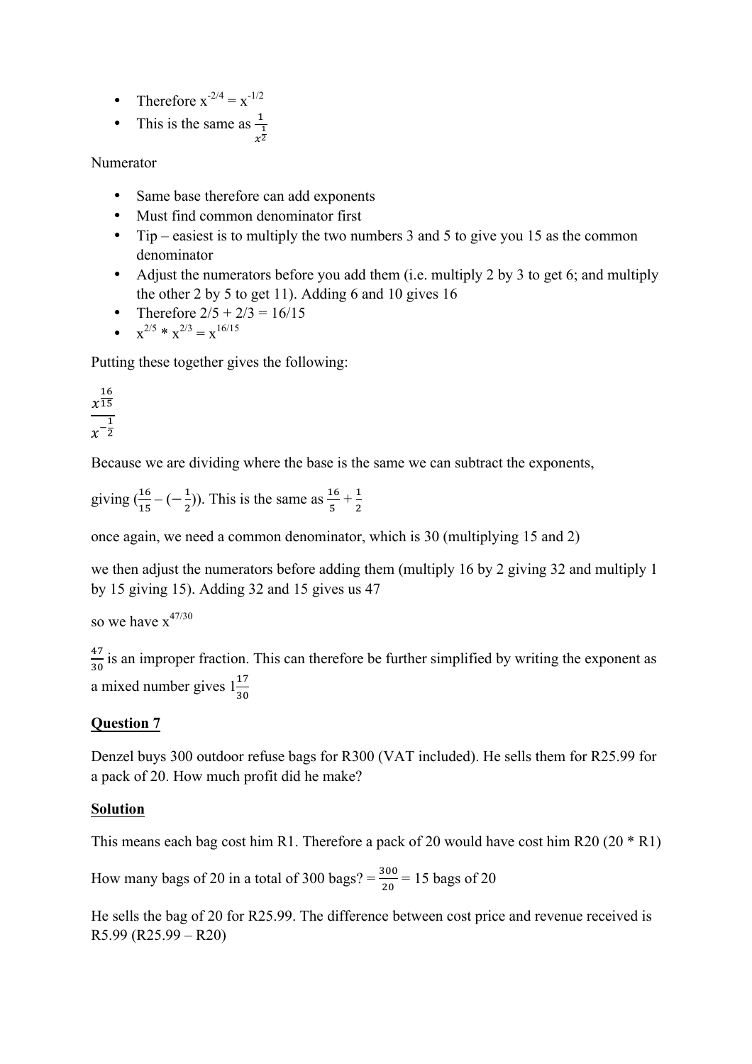- Therefore $x^{-2/4} = x^{-1/2}$
- This is the same as $\frac{1}{x^{\frac{1}{2}}}$

Numerator

- Same base therefore can add exponents
- Must find common denominator first
- Tip – easiest is to multiply the two numbers 3 and 5 to give you 15 as the common denominator
- Adjust the numerators before you add them (i.e. multiply 2 by 3 to get 6; and multiply the other 2 by 5 to get 11). Adding 6 and 10 gives 16
- Therefore 2/5 + 2/3 = 16/15
- $x^{2/5} * x^{2/3} = x^{16/15}$

Putting these together gives the following:

$$\frac{x^{\frac{16}{15}}}{x^{-\frac{1}{2}}}$$

Because we are dividing where the base is the same we can subtract the exponents,

giving $(\frac{16}{15} - (-\frac{1}{2}))$. This is the same as $\frac{16}{5} + \frac{1}{2}$

once again, we need a common denominator, which is 30 (multiplying 15 and 2)

we then adjust the numerators before adding them (multiply 16 by 2 giving 32 and multiply 1 by 15 giving 15). Adding 32 and 15 gives us 47

so we have $x^{47/30}$

$\frac{47}{30}$ is an improper fraction. This can therefore be further simplified by writing the exponent as a mixed number gives $1\frac{17}{30}$

## Question 7

Denzel buys 300 outdoor refuse bags for R300 (VAT included). He sells them for R25.99 for a pack of 20. How much profit did he make?

## Solution

This means each bag cost him R1. Therefore a pack of 20 would have cost him R20 (20 * R1)

How many bags of 20 in a total of 300 bags? = $\frac{300}{20}$ = 15 bags of 20

He sells the bag of 20 for R25.99. The difference between cost price and revenue received is R5.99 (R25.99 – R20)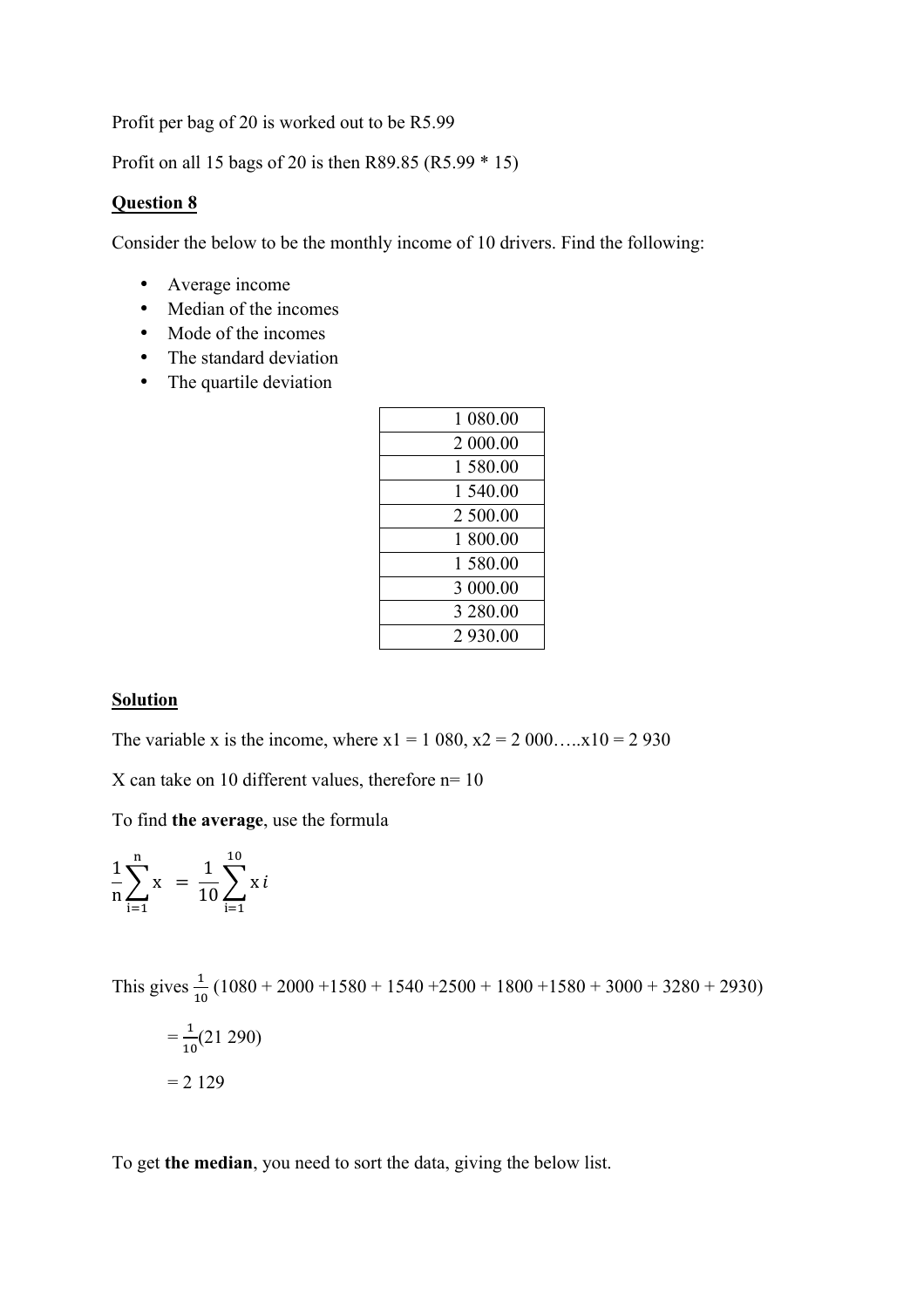Profit per bag of 20 is worked out to be R5.99

Profit on all 15 bags of 20 is then R89.85 (R5.99 * 15)

**Question 8**

Consider the below to be the monthly income of 10 drivers. Find the following:

- Average income
- Median of the incomes
- Mode of the incomes
- The standard deviation
- The quartile deviation

| |
|---|
| 1 080.00 |
| 2 000.00 |
| 1 580.00 |
| 1 540.00 |
| 2 500.00 |
| 1 800.00 |
| 1 580.00 |
| 3 000.00 |
| 3 280.00 |
| 2 930.00 |

**Solution**

The variable x is the income, where x1 = 1 080, x2 = 2 000…..x10 = 2 930

X can take on 10 different values, therefore n= 10

To find **the average**, use the formula

$$\frac{1}{n}\sum_{i=1}^{n} x = \frac{1}{10}\sum_{i=1}^{10} x_i$$

This gives $\frac{1}{10}$ (1080 + 2000 +1580 + 1540 +2500 + 1800 +1580 + 3000 + 3280 + 2930)

$= \frac{1}{10}(21\ 290)$

$= 2\ 129$

To get **the median**, you need to sort the data, giving the below list.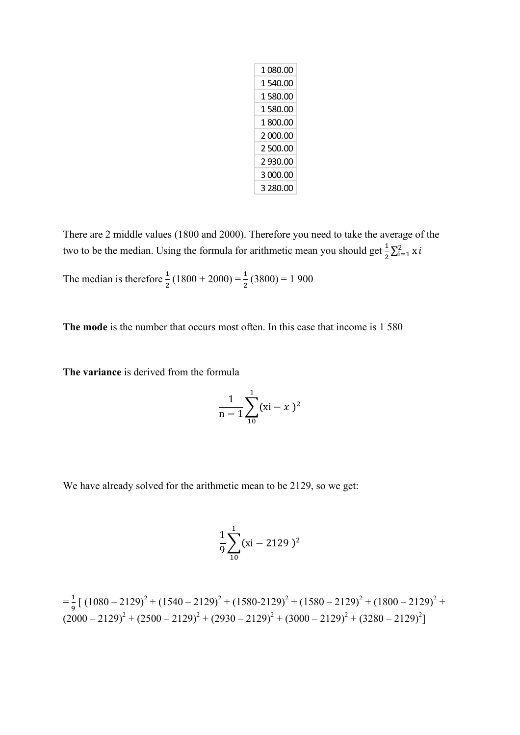| 1 080.00 |
|---|
| 1 540.00 |
| 1 580.00 |
| 1 580.00 |
| 1 800.00 |
| 2 000.00 |
| 2 500.00 |
| 2 930.00 |
| 3 000.00 |
| 3 280.00 |

There are 2 middle values (1800 and 2000). Therefore you need to take the average of the two to be the median. Using the formula for arithmetic mean you should get $\frac{1}{2}\sum_{i=1}^{2} x_i$

The median is therefore $\frac{1}{2}$ (1800 + 2000) = $\frac{1}{2}$ (3800) = 1 900

**The mode** is the number that occurs most often. In this case that income is 1 580

**The variance** is derived from the formula

$$\frac{1}{n-1}\sum_{10}^{1}(xi - \bar{x})^2$$

We have already solved for the arithmetic mean to be 2129, so we get:

$$\frac{1}{9}\sum_{10}^{1}(xi - 2129)^2$$

= $\frac{1}{9}$ [ $(1080 - 2129)^2 + (1540 - 2129)^2 + (1580-2129)^2 + (1580 - 2129)^2 + (1800 - 2129)^2 + (2000 - 2129)^2 + (2500 - 2129)^2 + (2930 - 2129)^2 + (3000 - 2129)^2 + (3280 - 2129)^2$]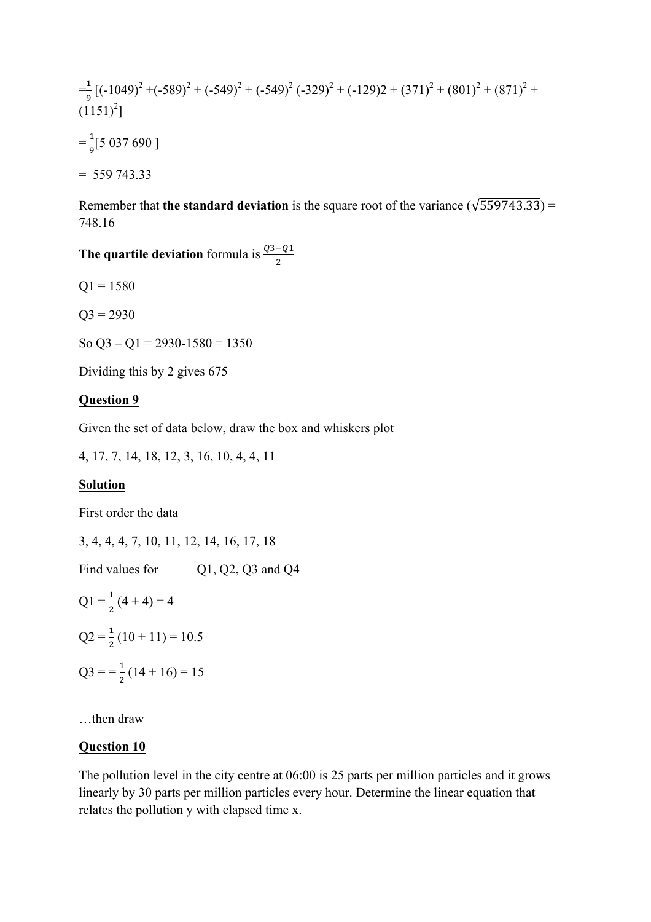$= \frac{1}{9}$ [$(-1049)^2$ +$(-589)^2$ + $(-549)^2$ + $(-549)^2$ $(-329)^2$ + (-129)2 + $(371)^2$ + $(801)^2$ + $(871)^2$ + $(1151)^2$]

= $\frac{1}{9}$[5 037 690 ]

= 559 743.33

Remember that **the standard deviation** is the square root of the variance ($\sqrt{559743.33}$) = 748.16

**The quartile deviation** formula is $\frac{Q3-Q1}{2}$

Q1 = 1580

Q3 = 2930

So Q3 – Q1 = 2930-1580 = 1350

Dividing this by 2 gives 675

**Question 9**

Given the set of data below, draw the box and whiskers plot

4, 17, 7, 14, 18, 12, 3, 16, 10, 4, 4, 11

**Solution**

First order the data

3, 4, 4, 4, 7, 10, 11, 12, 14, 16, 17, 18

Find values for Q1, Q2, Q3 and Q4

Q1 = $\frac{1}{2}$ (4 + 4) = 4

Q2 = $\frac{1}{2}$ (10 + 11) = 10.5

Q3 = = $\frac{1}{2}$ (14 + 16) = 15

…then draw

**Question 10**

The pollution level in the city centre at 06:00 is 25 parts per million particles and it grows linearly by 30 parts per million particles every hour. Determine the linear equation that relates the pollution y with elapsed time x.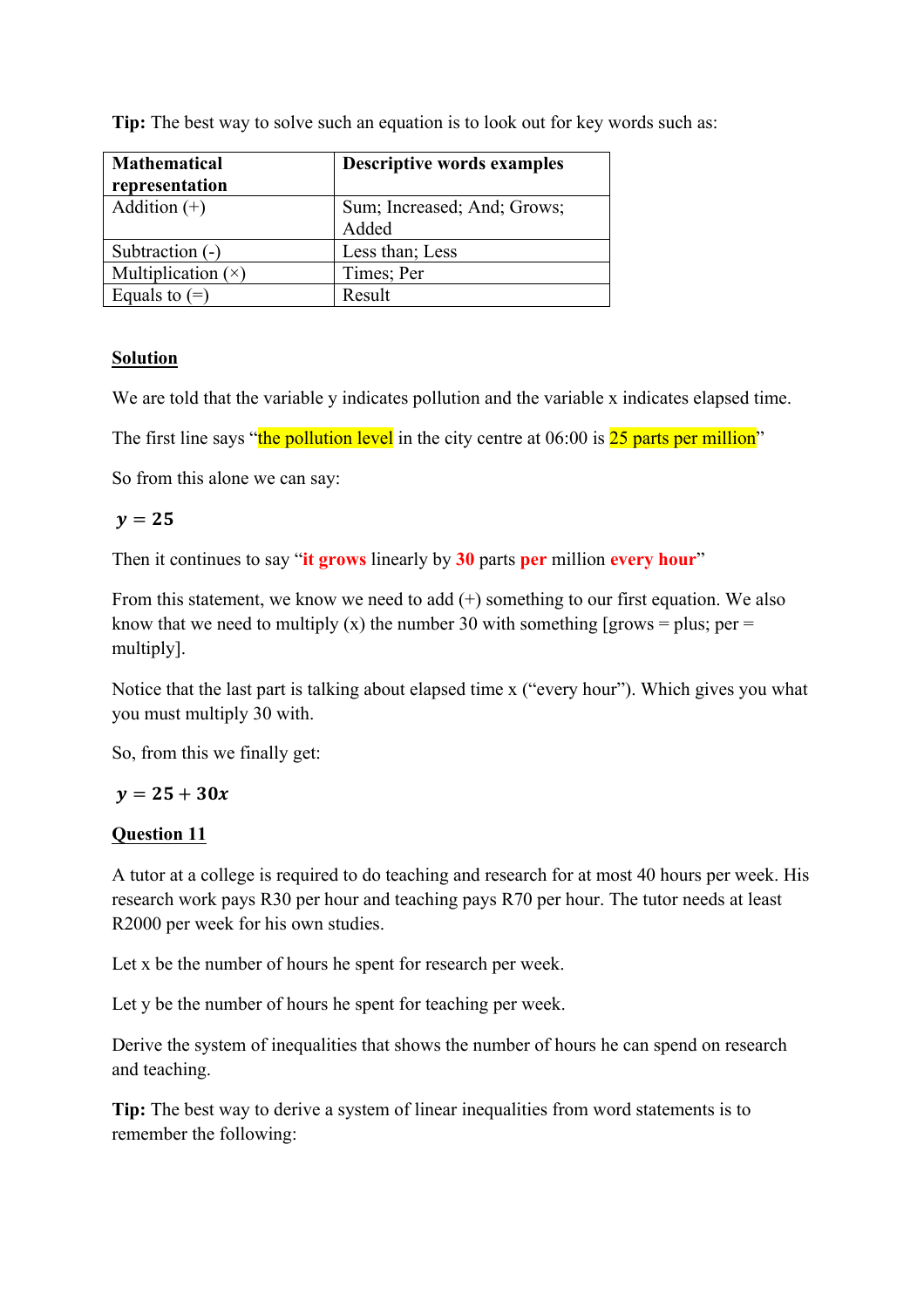**Tip:** The best way to solve such an equation is to look out for key words such as:

| **Mathematical representation** | **Descriptive words examples** |
|---|---|
| Addition (+) | Sum; Increased; And; Grows; Added |
| Subtraction (-) | Less than; Less |
| Multiplication (×) | Times; Per |
| Equals to (=) | Result |

**Solution**

We are told that the variable y indicates pollution and the variable x indicates elapsed time.

The first line says "the pollution level in the city centre at 06:00 is 25 parts per million"

So from this alone we can say:

$$y = 25$$

Then it continues to say "**it grows** linearly by **30** parts **per** million **every hour**"

From this statement, we know we need to add (+) something to our first equation. We also know that we need to multiply (x) the number 30 with something [grows = plus; per = multiply].

Notice that the last part is talking about elapsed time x ("every hour"). Which gives you what you must multiply 30 with.

So, from this we finally get:

$$y = 25 + 30x$$

**Question 11**

A tutor at a college is required to do teaching and research for at most 40 hours per week. His research work pays R30 per hour and teaching pays R70 per hour. The tutor needs at least R2000 per week for his own studies.

Let x be the number of hours he spent for research per week.

Let y be the number of hours he spent for teaching per week.

Derive the system of inequalities that shows the number of hours he can spend on research and teaching.

**Tip:** The best way to derive a system of linear inequalities from word statements is to remember the following: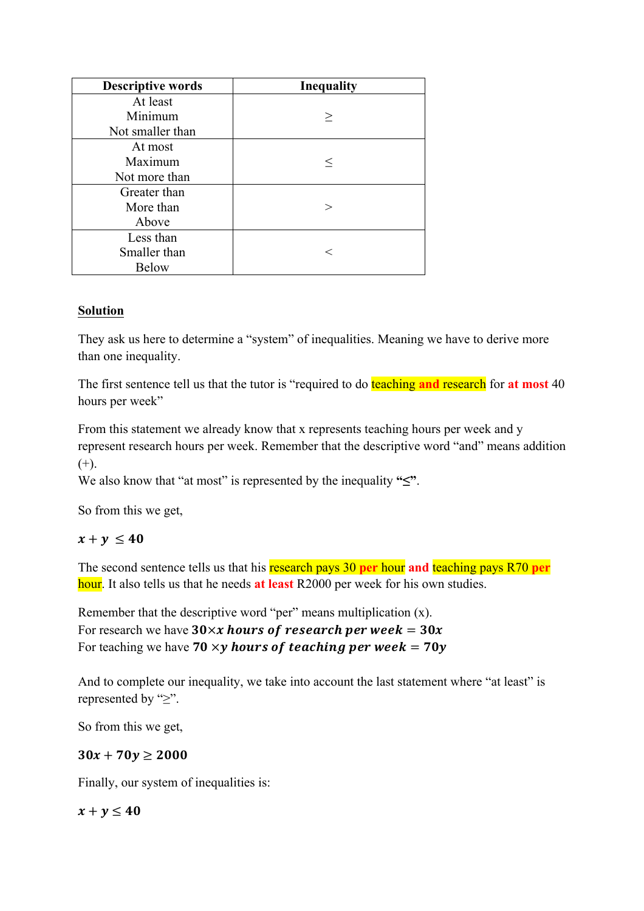| Descriptive words | Inequality |
|---|---|
| At least<br>Minimum<br>Not smaller than | $\geq$ |
| At most<br>Maximum<br>Not more than | $\leq$ |
| Greater than<br>More than<br>Above | $>$ |
| Less than<br>Smaller than<br>Below | $<$ |

**Solution**

They ask us here to determine a "system" of inequalities. Meaning we have to derive more than one inequality.

The first sentence tell us that the tutor is "required to do teaching **and** research for **at most** 40 hours per week"

From this statement we already know that x represents teaching hours per week and y represent research hours per week. Remember that the descriptive word "and" means addition (+).
We also know that "at most" is represented by the inequality **"≤"**.

So from this we get,

$$x + y \leq 40$$

The second sentence tells us that his research pays 30 **per** hour **and** teaching pays R70 **per** hour. It also tells us that he needs **at least** R2000 per week for his own studies.

Remember that the descriptive word "per" means multiplication (x).
For research we have $\mathbf{30 \times x\ hours\ of\ research\ per\ week = 30x}$
For teaching we have $\mathbf{70 \times y\ hours\ of\ teaching\ per\ week = 70y}$

And to complete our inequality, we take into account the last statement where "at least" is represented by "≥".

So from this we get,

$$30x + 70y \geq 2000$$

Finally, our system of inequalities is:

$$x + y \leq 40$$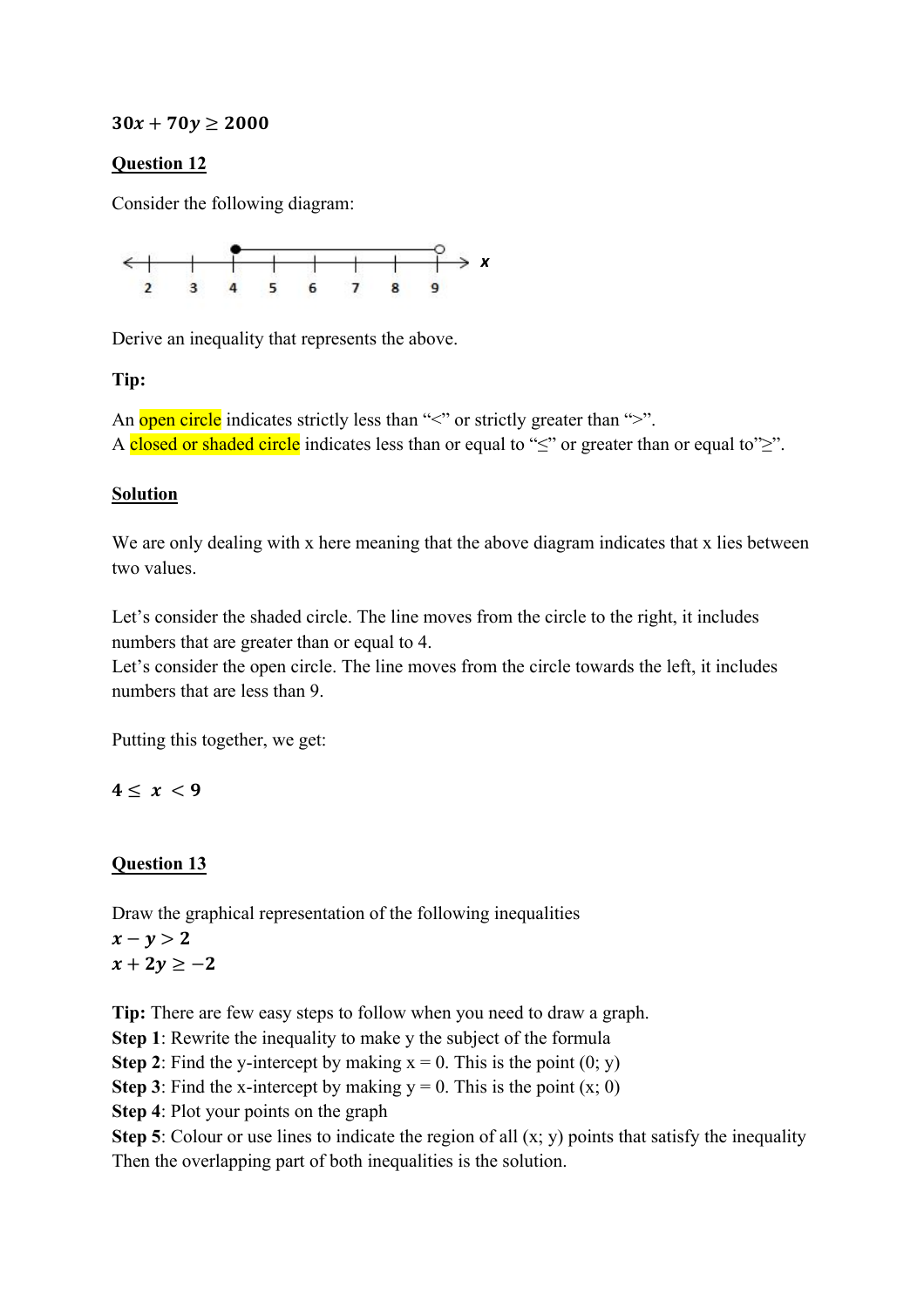$$30x + 70y \geq 2000$$

**Question 12**

Consider the following diagram:

Derive an inequality that represents the above.

**Tip:**

An open circle indicates strictly less than "<" or strictly greater than ">".
A closed or shaded circle indicates less than or equal to "≤" or greater than or equal to"≥".

**Solution**

We are only dealing with x here meaning that the above diagram indicates that x lies between two values.

Let's consider the shaded circle. The line moves from the circle to the right, it includes numbers that are greater than or equal to 4.
Let's consider the open circle. The line moves from the circle towards the left, it includes numbers that are less than 9.

Putting this together, we get:

$$4 \leq x < 9$$

**Question 13**

Draw the graphical representation of the following inequalities

$x - y > 2$

$x + 2y \geq -2$

**Tip:** There are few easy steps to follow when you need to draw a graph.
**Step 1**: Rewrite the inequality to make y the subject of the formula
**Step 2**: Find the y-intercept by making x = 0. This is the point (0; y)
**Step 3**: Find the x-intercept by making y = 0. This is the point (x; 0)
**Step 4**: Plot your points on the graph
**Step 5**: Colour or use lines to indicate the region of all (x; y) points that satisfy the inequality
Then the overlapping part of both inequalities is the solution.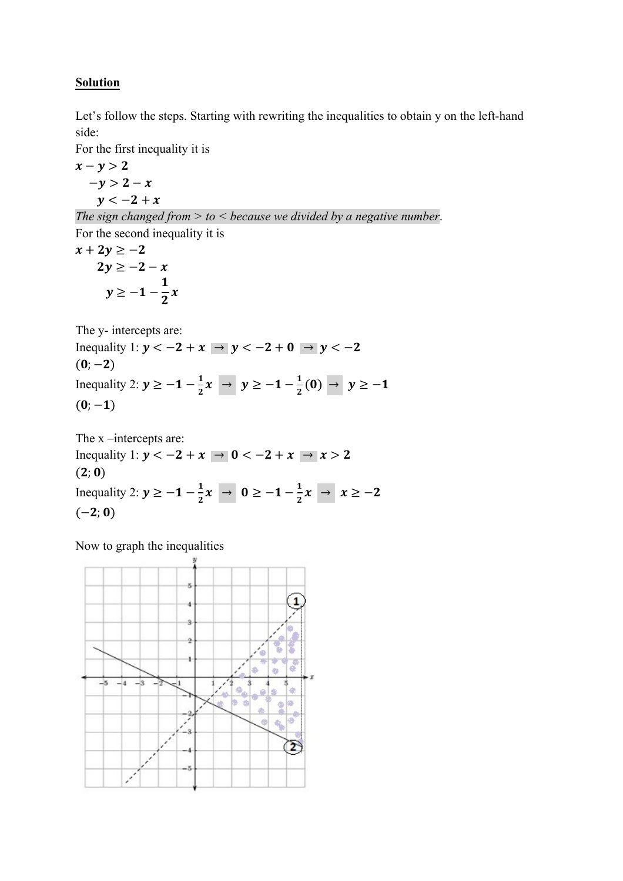**Solution**

Let's follow the steps. Starting with rewriting the inequalities to obtain y on the left-hand side:

For the first inequality it is

$$x - y > 2$$
$$-y > 2 - x$$
$$y < -2 + x$$

*The sign changed from > to < because we divided by a negative number*.

For the second inequality it is

$$x + 2y \geq -2$$
$$2y \geq -2 - x$$
$$y \geq -1 - \frac{1}{2}x$$

The y- intercepts are:

Inequality 1: $y < -2 + x \rightarrow y < -2 + 0 \rightarrow y < -2$

$(0; -2)$

Inequality 2: $y \geq -1 - \frac{1}{2}x \rightarrow y \geq -1 - \frac{1}{2}(0) \rightarrow y \geq -1$

$(0; -1)$

The x –intercepts are:

Inequality 1: $y < -2 + x \rightarrow 0 < -2 + x \rightarrow x > 2$

$(2; 0)$

Inequality 2: $y \geq -1 - \frac{1}{2}x \rightarrow 0 \geq -1 - \frac{1}{2}x \rightarrow x \geq -2$

$(-2; 0)$

Now to graph the inequalities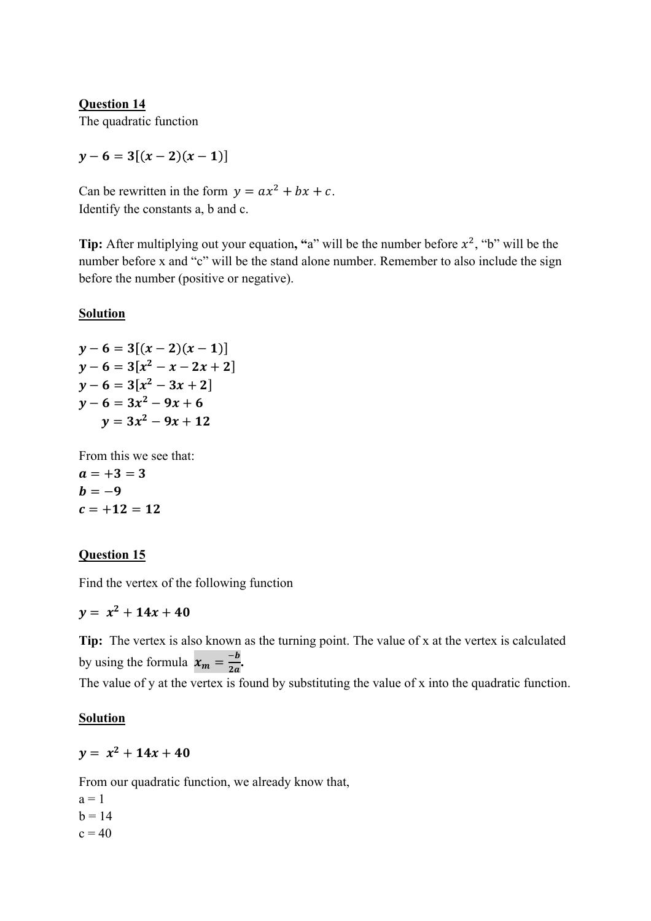**Question 14**

The quadratic function

$$\boldsymbol{y - 6 = 3[(x-2)(x-1)]}$$

Can be rewritten in the form $y = ax^2 + bx + c$.
Identify the constants a, b and c.

**Tip:** After multiplying out your equation**, "**a" will be the number before $x^2$, "b" will be the number before x and "c" will be the stand alone number. Remember to also include the sign before the number (positive or negative).

**Solution**

$$\boldsymbol{y - 6 = 3[(x-2)(x-1)]}$$
$$\boldsymbol{y - 6 = 3[x^2 - x - 2x + 2]}$$
$$\boldsymbol{y - 6 = 3[x^2 - 3x + 2]}$$
$$\boldsymbol{y - 6 = 3x^2 - 9x + 6}$$
$$\boldsymbol{y = 3x^2 - 9x + 12}$$

From this we see that:

$\boldsymbol{a = +3 = 3}$

$\boldsymbol{b = -9}$

$\boldsymbol{c = +12 = 12}$

**Question 15**

Find the vertex of the following function

$$\boldsymbol{y = x^2 + 14x + 40}$$

**Tip:** The vertex is also known as the turning point. The value of x at the vertex is calculated by using the formula $\boldsymbol{x_m = \frac{-b}{2a}}$.
The value of y at the vertex is found by substituting the value of x into the quadratic function.

**Solution**

$$\boldsymbol{y = x^2 + 14x + 40}$$

From our quadratic function, we already know that,

a = 1

b = 14

c = 40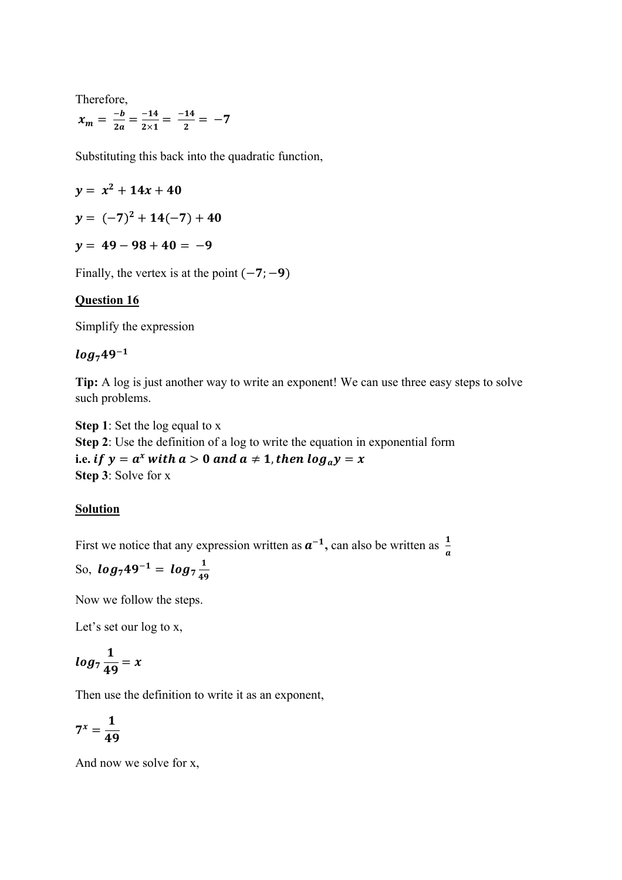Therefore,

$$x_m = \frac{-b}{2a} = \frac{-14}{2\times 1} = \frac{-14}{2} = -7$$

Substituting this back into the quadratic function,

$$y = x^2 + 14x + 40$$

$$y = (-7)^2 + 14(-7) + 40$$

$$y = 49 - 98 + 40 = -9$$

Finally, the vertex is at the point $(-7; -9)$

**Question 16**

Simplify the expression

$$log_7 49^{-1}$$

**Tip:** A log is just another way to write an exponent! We can use three easy steps to solve such problems.

**Step 1**: Set the log equal to x
**Step 2**: Use the definition of a log to write the equation in exponential form
**i.e.** $\textit{if } y = a^x \textit{ with } a > 0 \textit{ and } a \neq 1, \textit{ then } log_a y = x$
**Step 3**: Solve for x

**Solution**

First we notice that any expression written as $a^{-1}$, can also be written as $\frac{1}{a}$

So, $log_7 49^{-1} = log_7 \frac{1}{49}$

Now we follow the steps.

Let's set our log to x,

$$log_7 \frac{1}{49} = x$$

Then use the definition to write it as an exponent,

$$7^x = \frac{1}{49}$$

And now we solve for x,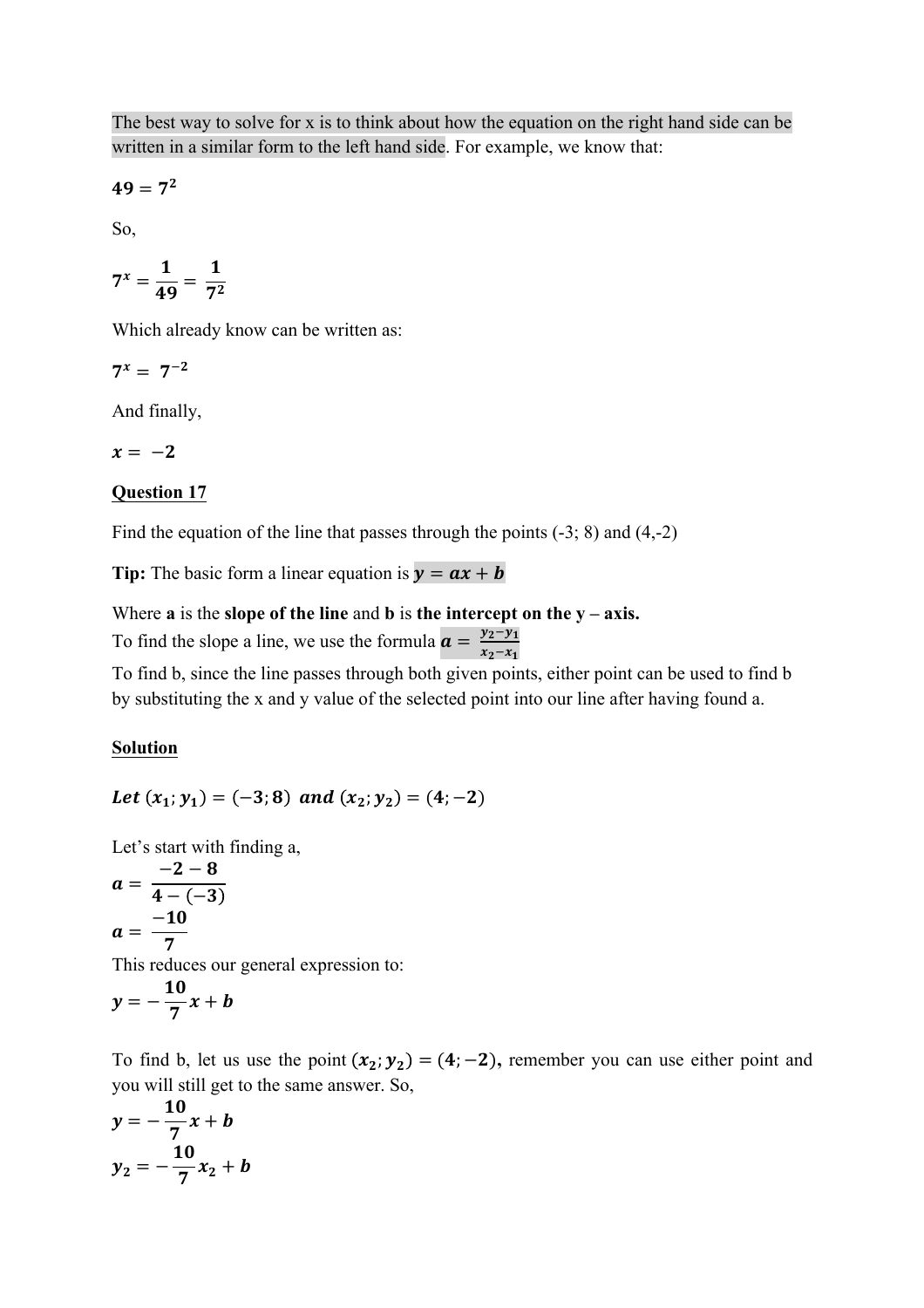The best way to solve for x is to think about how the equation on the right hand side can be written in a similar form to the left hand side. For example, we know that:

$$\mathbf{49 = 7^2}$$

So,

$$\mathbf{7^x = \frac{1}{49} = \frac{1}{7^2}}$$

Which already know can be written as:

$$\mathbf{7^x = 7^{-2}}$$

And finally,

$$\mathbf{x = -2}$$

**Question 17**

Find the equation of the line that passes through the points (-3; 8) and (4,-2)

**Tip:** The basic form a linear equation is $\boldsymbol{y = ax + b}$

Where **a** is the **slope of the line** and **b** is **the intercept on the y – axis.**
To find the slope a line, we use the formula $\boldsymbol{a = \frac{y_2 - y_1}{x_2 - x_1}}$
To find b, since the line passes through both given points, either point can be used to find b by substituting the x and y value of the selected point into our line after having found a.

**Solution**

$$\boldsymbol{Let\ (x_1; y_1) = (-3; 8)\ and\ (x_2; y_2) = (4; -2)}$$

Let's start with finding a,

$$\boldsymbol{a = \frac{-2 - 8}{4 - (-3)}}$$

$$\boldsymbol{a = \frac{-10}{7}}$$

This reduces our general expression to:

$$\boldsymbol{y = -\frac{10}{7}x + b}$$

To find b, let us use the point $\boldsymbol{(x_2; y_2) = (4; -2)}$, remember you can use either point and you will still get to the same answer. So,

$$\boldsymbol{y = -\frac{10}{7}x + b}$$

$$\boldsymbol{y_2 = -\frac{10}{7}x_2 + b}$$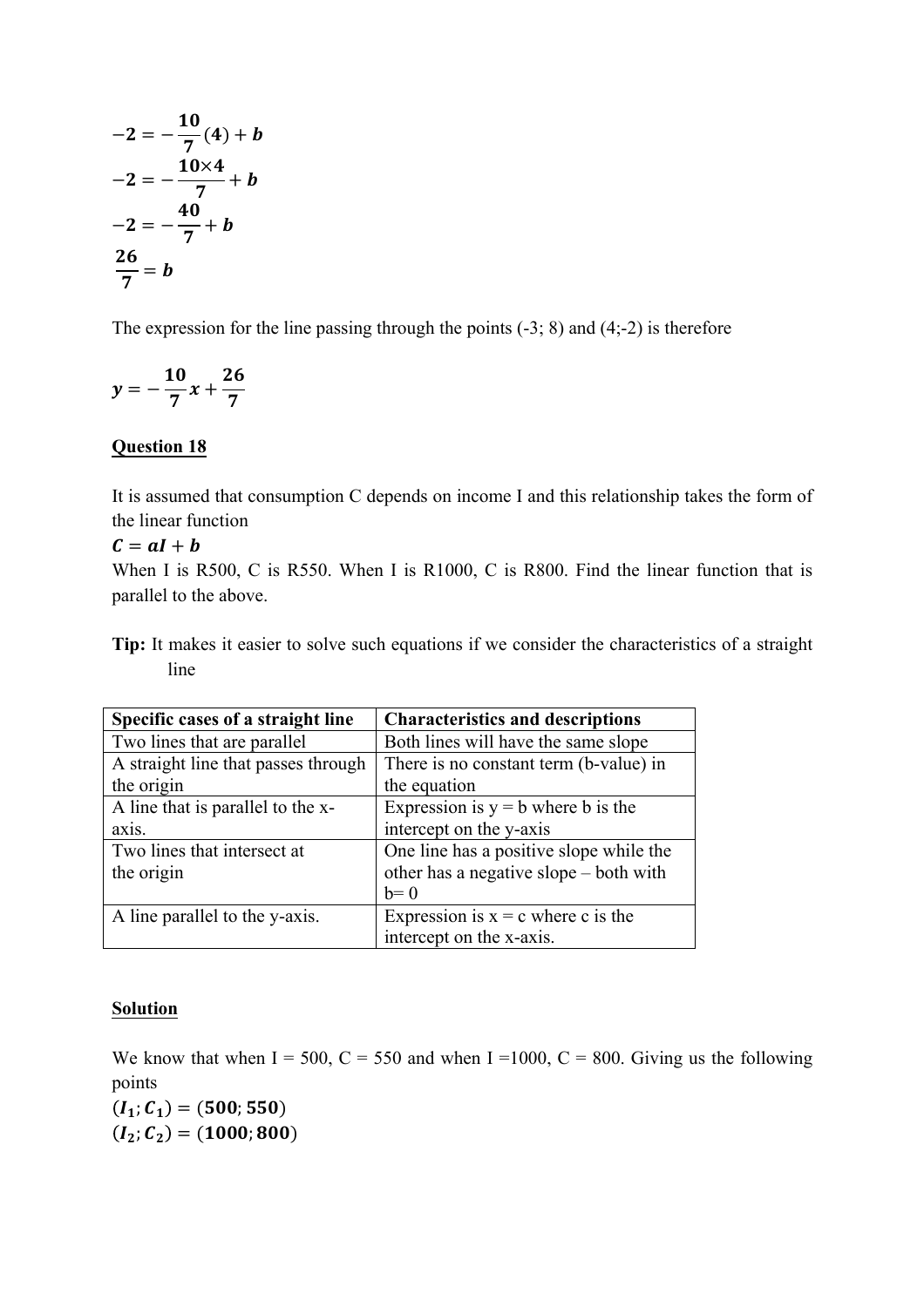$$-2 = -\frac{10}{7}(4) + b$$

$$-2 = -\frac{10 \times 4}{7} + b$$

$$-2 = -\frac{40}{7} + b$$

$$\frac{26}{7} = b$$

The expression for the line passing through the points (-3; 8) and (4;-2) is therefore

$$y = -\frac{10}{7}x + \frac{26}{7}$$

**Question 18**

It is assumed that consumption C depends on income I and this relationship takes the form of the linear function

$$C = aI + b$$

When I is R500, C is R550. When I is R1000, C is R800. Find the linear function that is parallel to the above.

**Tip:** It makes it easier to solve such equations if we consider the characteristics of a straight line

| Specific cases of a straight line | Characteristics and descriptions |
|---|---|
| Two lines that are parallel | Both lines will have the same slope |
| A straight line that passes through the origin | There is no constant term (b-value) in the equation |
| A line that is parallel to the x-axis. | Expression is y = b where b is the intercept on the y-axis |
| Two lines that intersect at the origin | One line has a positive slope while the other has a negative slope – both with b= 0 |
| A line parallel to the y-axis. | Expression is x = c where c is the intercept on the x-axis. |

**Solution**

We know that when I = 500, C = 550 and when I =1000, C = 800. Giving us the following points

$$(I_1; C_1) = (500; 550)$$

$$(I_2; C_2) = (1000; 800)$$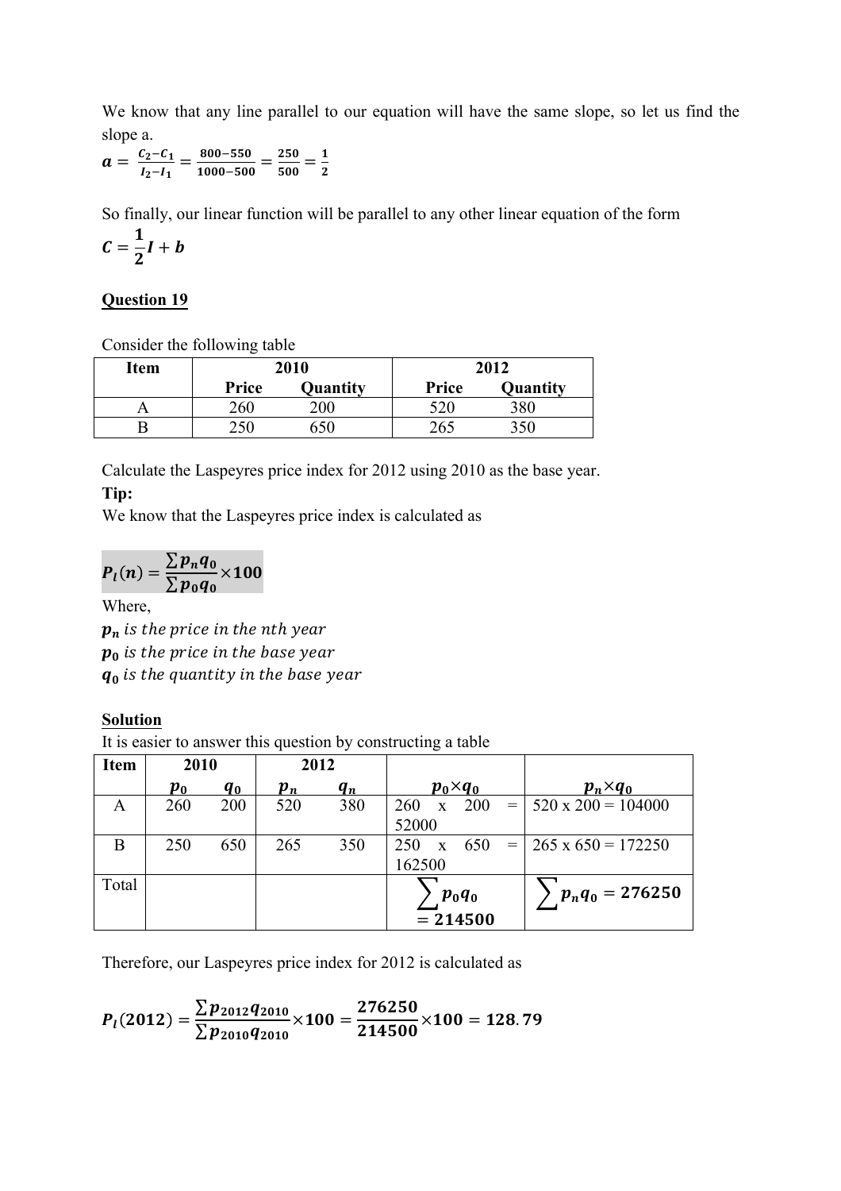We know that any line parallel to our equation will have the same slope, so let us find the slope a.

$$\boldsymbol{a} = \frac{C_2 - C_1}{I_2 - I_1} = \frac{800 - 550}{1000 - 500} = \frac{250}{500} = \frac{1}{2}$$

So finally, our linear function will be parallel to any other linear equation of the form

$$\boldsymbol{C = \frac{1}{2}I + b}$$

## Question 19

Consider the following table

| Item | 2010 | | 2012 | |
|---|---|---|---|---|
| | **Price** | **Quantity** | **Price** | **Quantity** |
| A | 260 | 200 | 520 | 380 |
| B | 250 | 650 | 265 | 350 |

Calculate the Laspeyres price index for 2012 using 2010 as the base year.

**Tip:**

We know that the Laspeyres price index is calculated as

$$\boldsymbol{P_l(n) = \frac{\sum p_n q_0}{\sum p_0 q_0} \times 100}$$

Where,

$\boldsymbol{p_n}$ *is the price in the nth year*

$\boldsymbol{p_0}$ *is the price in the base year*

$\boldsymbol{q_0}$ *is the quantity in the base year*

**Solution**

It is easier to answer this question by constructing a table

| Item | 2010 | | 2012 | | | |
|---|---|---|---|---|---|---|
| | $p_0$ | $q_0$ | $p_n$ | $q_n$ | $p_0 \times q_0$ | $p_n \times q_0$ |
| A | 260 | 200 | 520 | 380 | 260 x 200 = 52000 | 520 x 200 = 104000 |
| B | 250 | 650 | 265 | 350 | 250 x 650 = 162500 | 265 x 650 = 172250 |
| Total | | | | | $\sum p_0 q_0 = 214500$ | $\sum p_n q_0 = 276250$ |

Therefore, our Laspeyres price index for 2012 is calculated as

$$\boldsymbol{P_l(2012) = \frac{\sum p_{2012} q_{2010}}{\sum p_{2010} q_{2010}} \times 100 = \frac{276250}{214500} \times 100 = 128.79}$$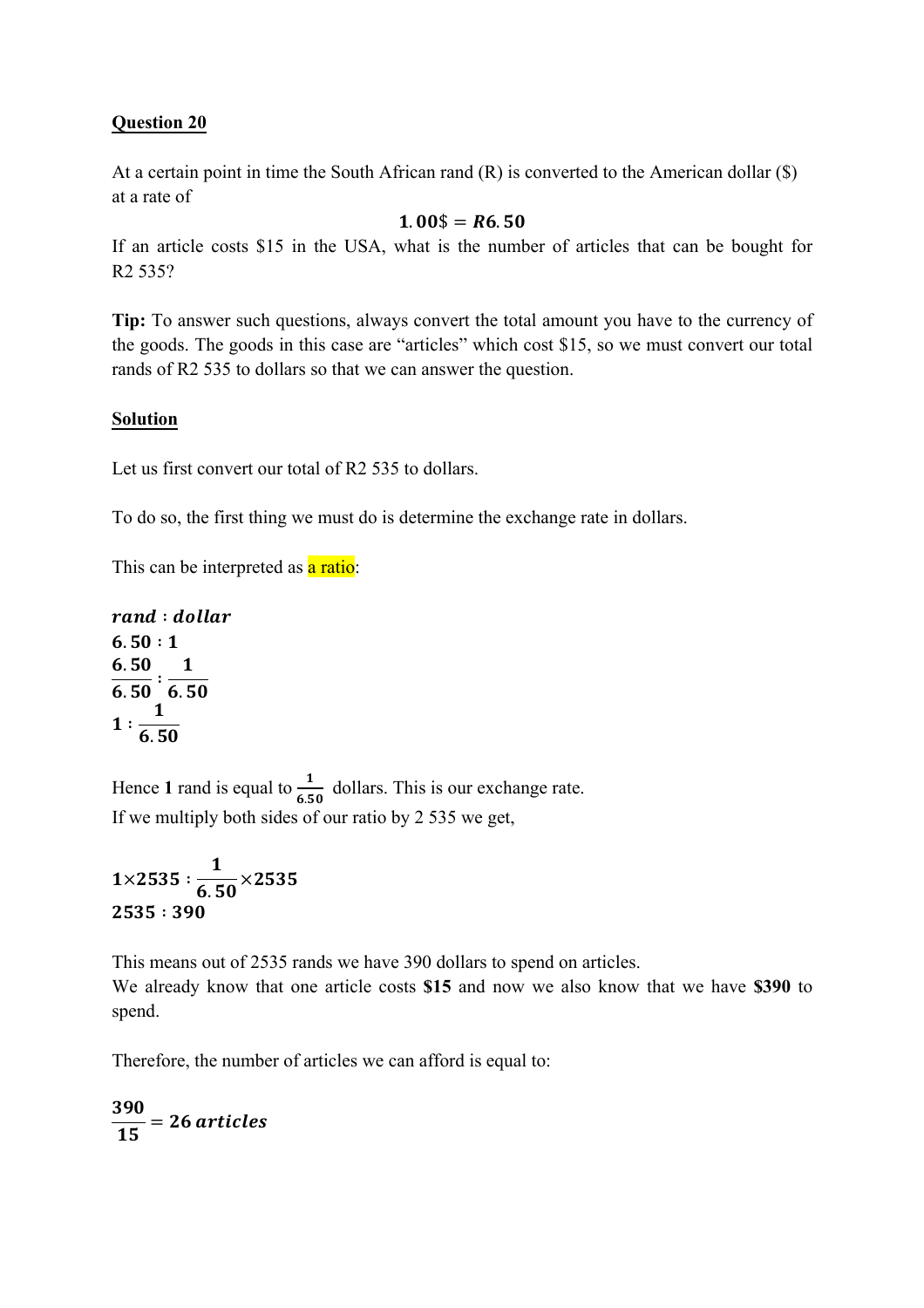**Question 20**

At a certain point in time the South African rand (R) is converted to the American dollar ($) at a rate of

$$\mathbf{1.00\$ = R6.50}$$

If an article costs $15 in the USA, what is the number of articles that can be bought for R2 535?

**Tip:** To answer such questions, always convert the total amount you have to the currency of the goods. The goods in this case are "articles" which cost $15, so we must convert our total rands of R2 535 to dollars so that we can answer the question.

**Solution**

Let us first convert our total of R2 535 to dollars.

To do so, the first thing we must do is determine the exchange rate in dollars.

This can be interpreted as a ratio:

$$\boldsymbol{rand : dollar}$$

$$\mathbf{6.50 : 1}$$

$$\mathbf{\frac{6.50}{6.50} : \frac{1}{6.50}}$$

$$\mathbf{1 : \frac{1}{6.50}}$$

Hence **1** rand is equal to $\frac{1}{6.50}$ dollars. This is our exchange rate.
If we multiply both sides of our ratio by 2 535 we get,

$$\mathbf{1 \times 2535 : \frac{1}{6.50} \times 2535}$$

$$\mathbf{2535 : 390}$$

This means out of 2535 rands we have 390 dollars to spend on articles.
We already know that one article costs **$15** and now we also know that we have **$390** to spend.

Therefore, the number of articles we can afford is equal to:

$$\mathbf{\frac{390}{15} = 26\,\boldsymbol{articles}}$$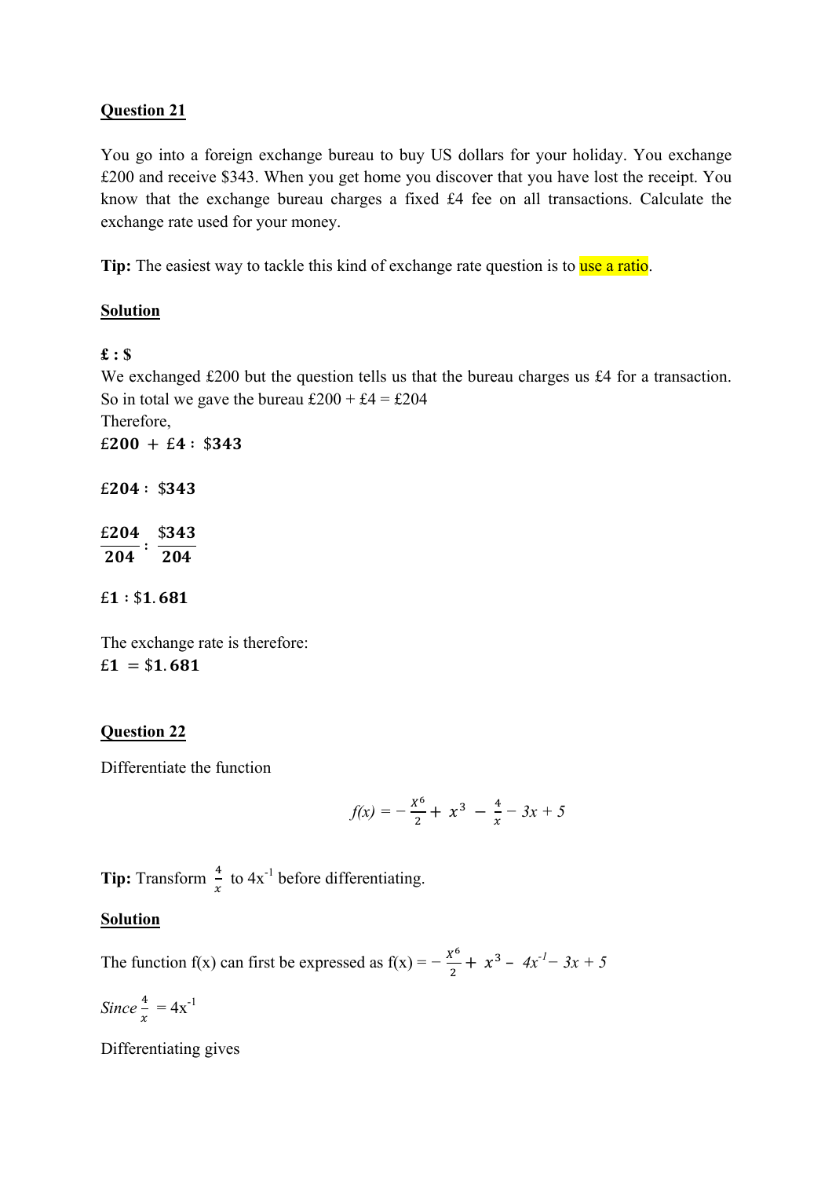## Question 21

You go into a foreign exchange bureau to buy US dollars for your holiday. You exchange £200 and receive $343. When you get home you discover that you have lost the receipt. You know that the exchange bureau charges a fixed £4 fee on all transactions. Calculate the exchange rate used for your money.

**Tip:** The easiest way to tackle this kind of exchange rate question is to use a ratio.

## Solution

**£ : $**

We exchanged £200 but the question tells us that the bureau charges us £4 for a transaction. So in total we gave the bureau £200 + £4 = £204

Therefore,

$$\pounds\mathbf{200} + \pounds\mathbf{4} : \$\mathbf{343}$$

$$\pounds\mathbf{204} : \$\mathbf{343}$$

$$\frac{\pounds\mathbf{204}}{\mathbf{204}} : \frac{\$\mathbf{343}}{\mathbf{204}}$$

$$\pounds\mathbf{1} : \$\mathbf{1.681}$$

The exchange rate is therefore:

$$\pounds\mathbf{1} = \$\mathbf{1.681}$$

## Question 22

Differentiate the function

$$f(x) = -\frac{x^6}{2} + x^3 - \frac{4}{x} - 3x + 5$$

**Tip:** Transform $\frac{4}{x}$ to $4x^{-1}$ before differentiating.

## Solution

The function f(x) can first be expressed as $f(x) = -\frac{x^6}{2} + x^3 - 4x^{-1} - 3x + 5$

*Since* $\frac{4}{x} = 4x^{-1}$

Differentiating gives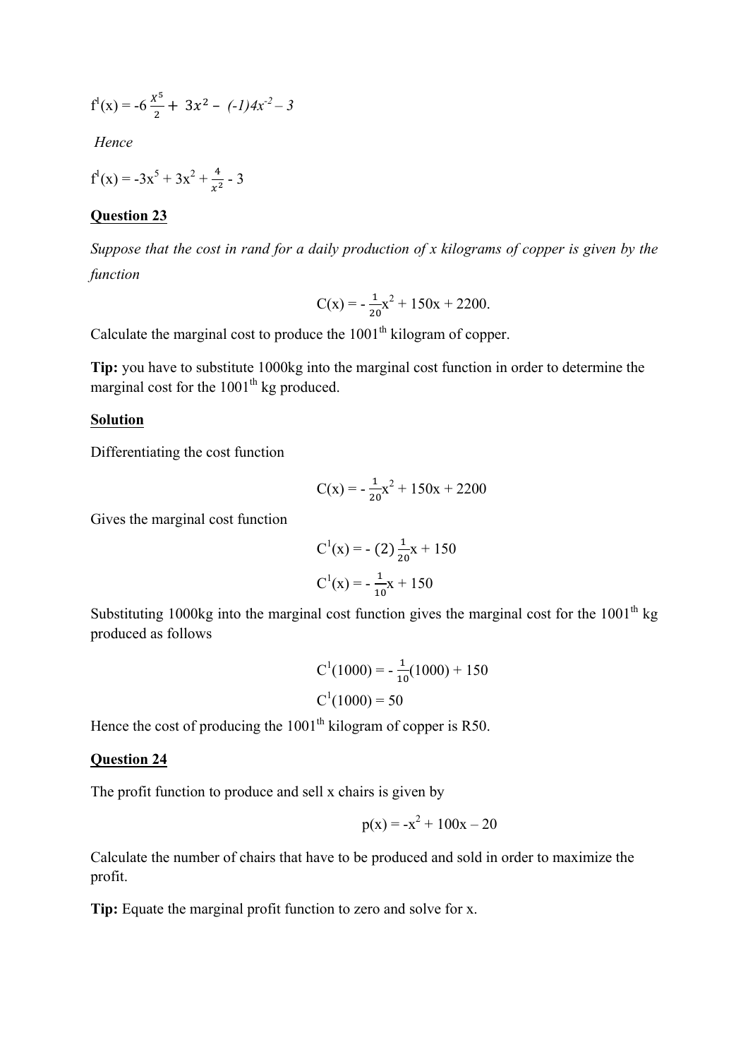$f^{1}(x) = -6\frac{x^5}{2} + 3x^2 - (-1)4x^{-2} - 3$

*Hence*

$f^{1}(x) = -3x^5 + 3x^2 + \frac{4}{x^2} - 3$

**Question 23**

*Suppose that the cost in rand for a daily production of x kilograms of copper is given by the function*

$$C(x) = -\frac{1}{20}x^2 + 150x + 2200.$$

Calculate the marginal cost to produce the 1001$^{th}$ kilogram of copper.

**Tip:** you have to substitute 1000kg into the marginal cost function in order to determine the marginal cost for the 1001$^{th}$ kg produced.

**Solution**

Differentiating the cost function

$$C(x) = -\frac{1}{20}x^2 + 150x + 2200$$

Gives the marginal cost function

$$C^{1}(x) = -(2)\frac{1}{20}x + 150$$

$$C^{1}(x) = -\frac{1}{10}x + 150$$

Substituting 1000kg into the marginal cost function gives the marginal cost for the 1001$^{th}$ kg produced as follows

$$C^{1}(1000) = -\frac{1}{10}(1000) + 150$$

$$C^{1}(1000) = 50$$

Hence the cost of producing the 1001$^{th}$ kilogram of copper is R50.

**Question 24**

The profit function to produce and sell x chairs is given by

$$p(x) = -x^2 + 100x - 20$$

Calculate the number of chairs that have to be produced and sold in order to maximize the profit.

**Tip:** Equate the marginal profit function to zero and solve for x.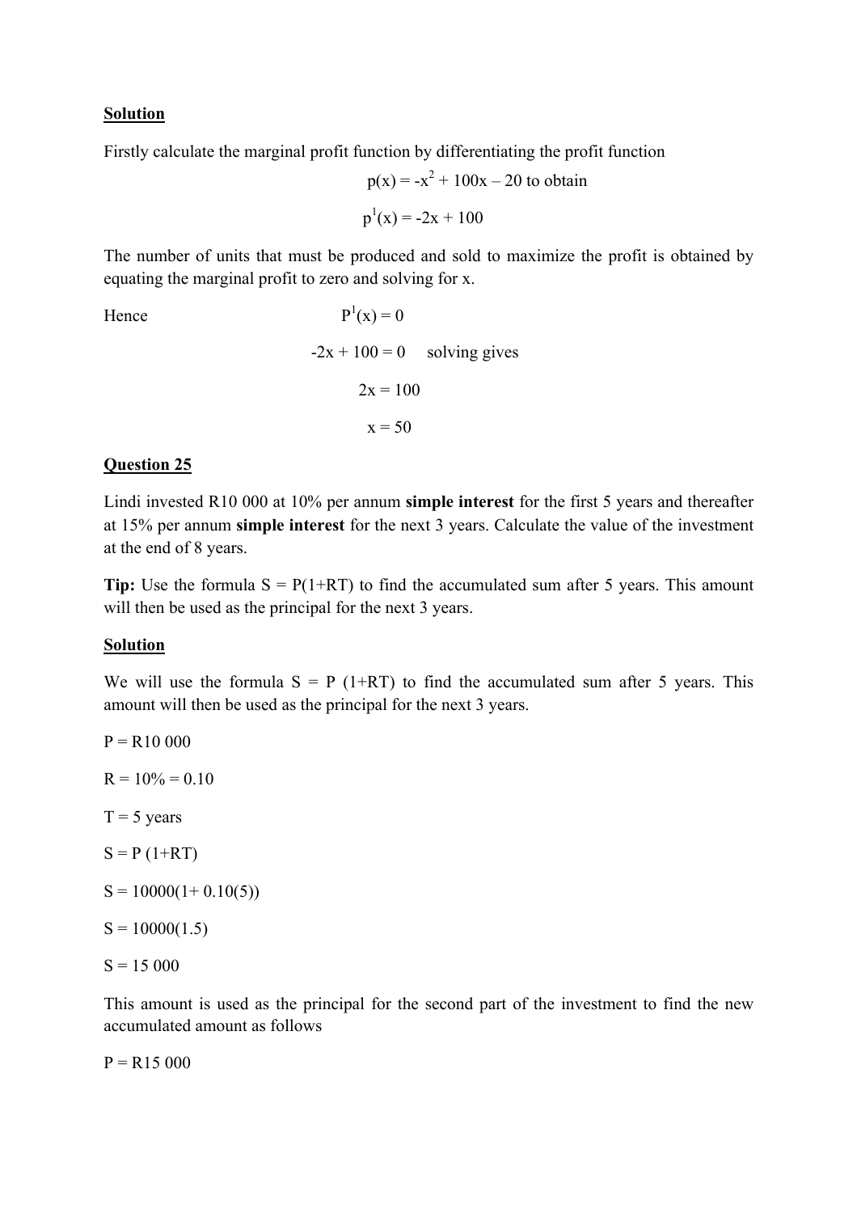**Solution**

Firstly calculate the marginal profit function by differentiating the profit function

$$p(x) = -x^2 + 100x – 20 \text{ to obtain}$$

$$p^1(x) = -2x + 100$$

The number of units that must be produced and sold to maximize the profit is obtained by equating the marginal profit to zero and solving for x.

Hence $\quad P^1(x) = 0$

$$-2x + 100 = 0 \quad \text{solving gives}$$

$$2x = 100$$

$$x = 50$$

**Question 25**

Lindi invested R10 000 at 10% per annum **simple interest** for the first 5 years and thereafter at 15% per annum **simple interest** for the next 3 years. Calculate the value of the investment at the end of 8 years.

**Tip:** Use the formula S = P(1+RT) to find the accumulated sum after 5 years. This amount will then be used as the principal for the next 3 years.

**Solution**

We will use the formula S = P (1+RT) to find the accumulated sum after 5 years. This amount will then be used as the principal for the next 3 years.

P = R10 000

R = 10% = 0.10

T = 5 years

$S = P (1+RT)$

$S = 10000(1+ 0.10(5))$

$S = 10000(1.5)$

$S = 15\ 000$

This amount is used as the principal for the second part of the investment to find the new accumulated amount as follows

P = R15 000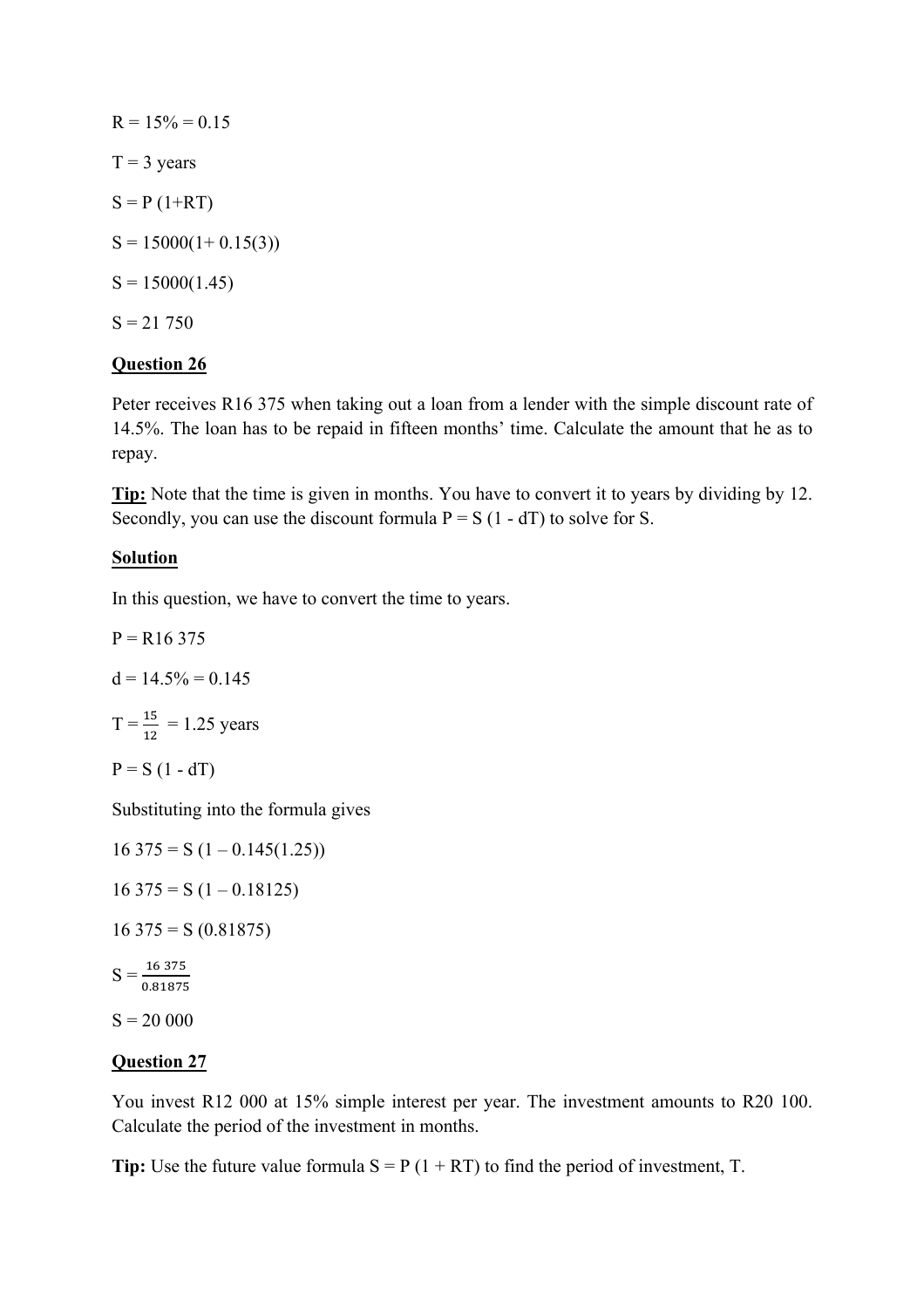R = 15% = 0.15

T = 3 years

$S = P(1+RT)$

$S = 15000(1 + 0.15(3))$

$S = 15000(1.45)$

S = 21 750

**Question 26**

Peter receives R16 375 when taking out a loan from a lender with the simple discount rate of 14.5%. The loan has to be repaid in fifteen months' time. Calculate the amount that he as to repay.

**Tip:** Note that the time is given in months. You have to convert it to years by dividing by 12. Secondly, you can use the discount formula $P = S(1 - dT)$ to solve for S.

**Solution**

In this question, we have to convert the time to years.

P = R16 375

d = 14.5% = 0.145

$T = \frac{15}{12} = 1.25$ years

$P = S(1 - dT)$

Substituting into the formula gives

$16\ 375 = S(1 – 0.145(1.25))$

$16\ 375 = S(1 – 0.18125)$

$16\ 375 = S(0.81875)$

$S = \frac{16\ 375}{0.81875}$

S = 20 000

**Question 27**

You invest R12 000 at 15% simple interest per year. The investment amounts to R20 100. Calculate the period of the investment in months.

**Tip:** Use the future value formula $S = P(1 + RT)$ to find the period of investment, T.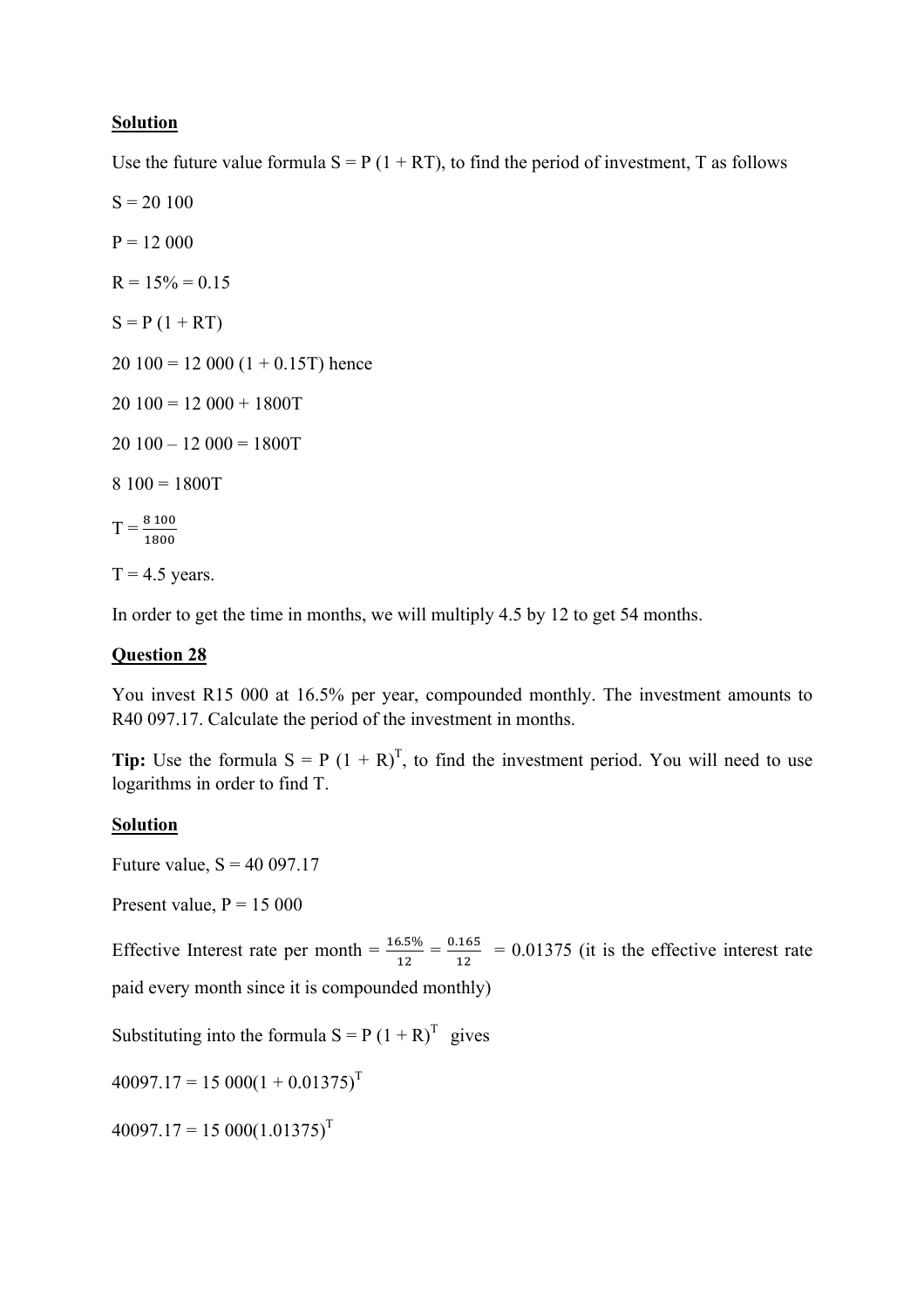**Solution**

Use the future value formula $S = P(1 + RT)$, to find the period of investment, T as follows

$S = 20\ 100$

$P = 12\ 000$

$R = 15\% = 0.15$

$S = P(1 + RT)$

$20\ 100 = 12\ 000(1 + 0.15T)$ hence

$20\ 100 = 12\ 000 + 1800T$

$20\ 100 - 12\ 000 = 1800T$

$8\ 100 = 1800T$

$T = \frac{8\ 100}{1800}$

$T = 4.5$ years.

In order to get the time in months, we will multiply 4.5 by 12 to get 54 months.

**Question 28**

You invest R15 000 at 16.5% per year, compounded monthly. The investment amounts to R40 097.17. Calculate the period of the investment in months.

**Tip:** Use the formula $S = P(1 + R)^T$, to find the investment period. You will need to use logarithms in order to find T.

**Solution**

Future value, $S = 40\ 097.17$

Present value, $P = 15\ 000$

Effective Interest rate per month $= \frac{16.5\%}{12} = \frac{0.165}{12} = 0.01375$ (it is the effective interest rate paid every month since it is compounded monthly)

Substituting into the formula $S = P(1 + R)^T$ gives

$40097.17 = 15\ 000(1 + 0.01375)^T$

$40097.17 = 15\ 000(1.01375)^T$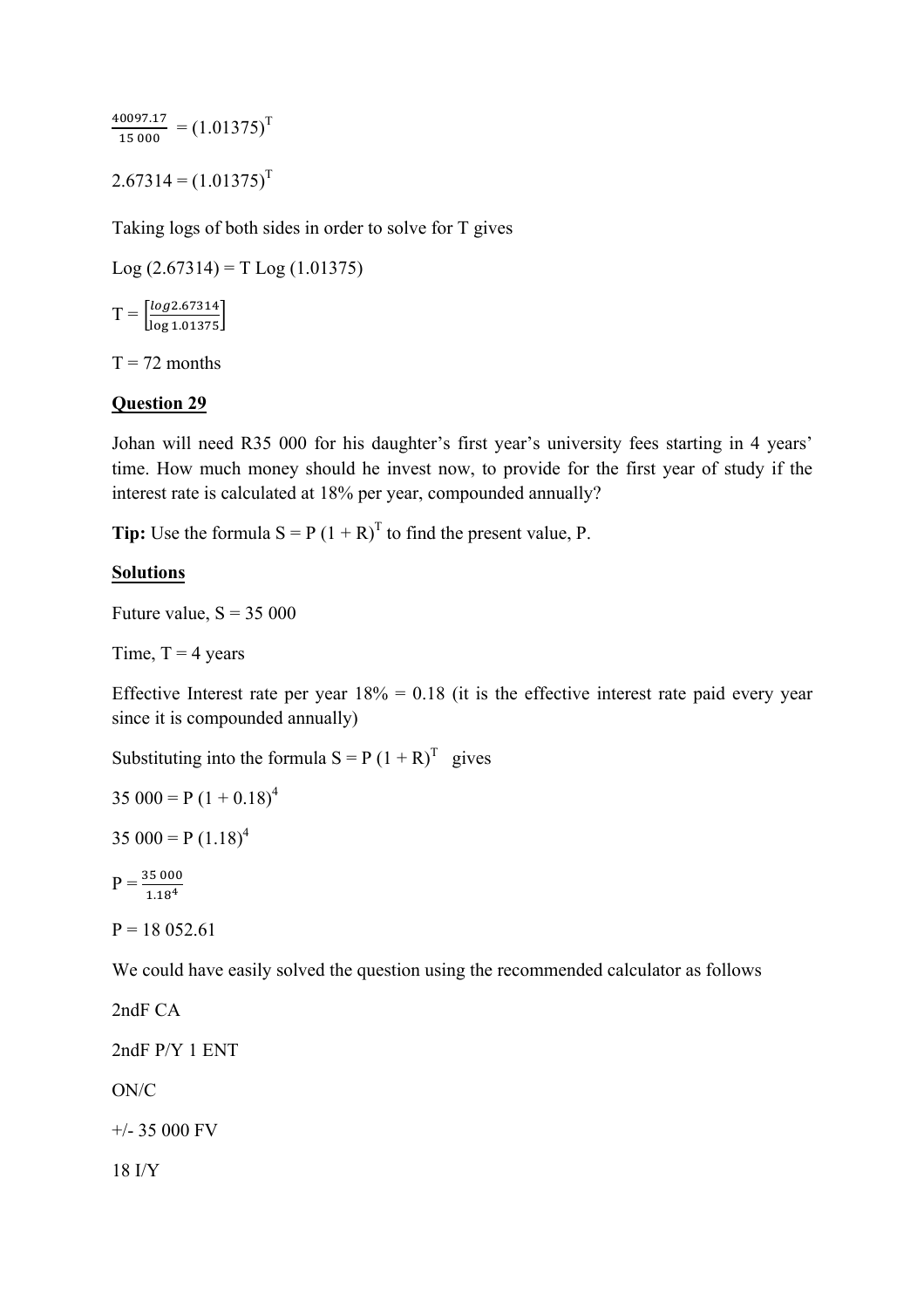$\frac{40097.17}{15\ 000} = (1.01375)^{T}$

$2.67314 = (1.01375)^{T}$

Taking logs of both sides in order to solve for T gives

$\text{Log}\ (2.67314) = T\ \text{Log}\ (1.01375)$

$T = \left[\frac{\log 2.67314}{\log 1.01375}\right]$

T = 72 months

**Question 29**

Johan will need R35 000 for his daughter's first year's university fees starting in 4 years' time. How much money should he invest now, to provide for the first year of study if the interest rate is calculated at 18% per year, compounded annually?

**Tip:** Use the formula $S = P\ (1 + R)^{T}$ to find the present value, P.

**Solutions**

Future value, S = 35 000

Time, T = 4 years

Effective Interest rate per year 18% = 0.18 (it is the effective interest rate paid every year since it is compounded annually)

Substituting into the formula $S = P\ (1 + R)^{T}$ gives

$35\ 000 = P\ (1 + 0.18)^{4}$

$35\ 000 = P\ (1.18)^{4}$

$P = \frac{35\ 000}{1.18^{4}}$

P = 18 052.61

We could have easily solved the question using the recommended calculator as follows

2ndF CA

2ndF P/Y 1 ENT

ON/C

+/- 35 000 FV

18 I/Y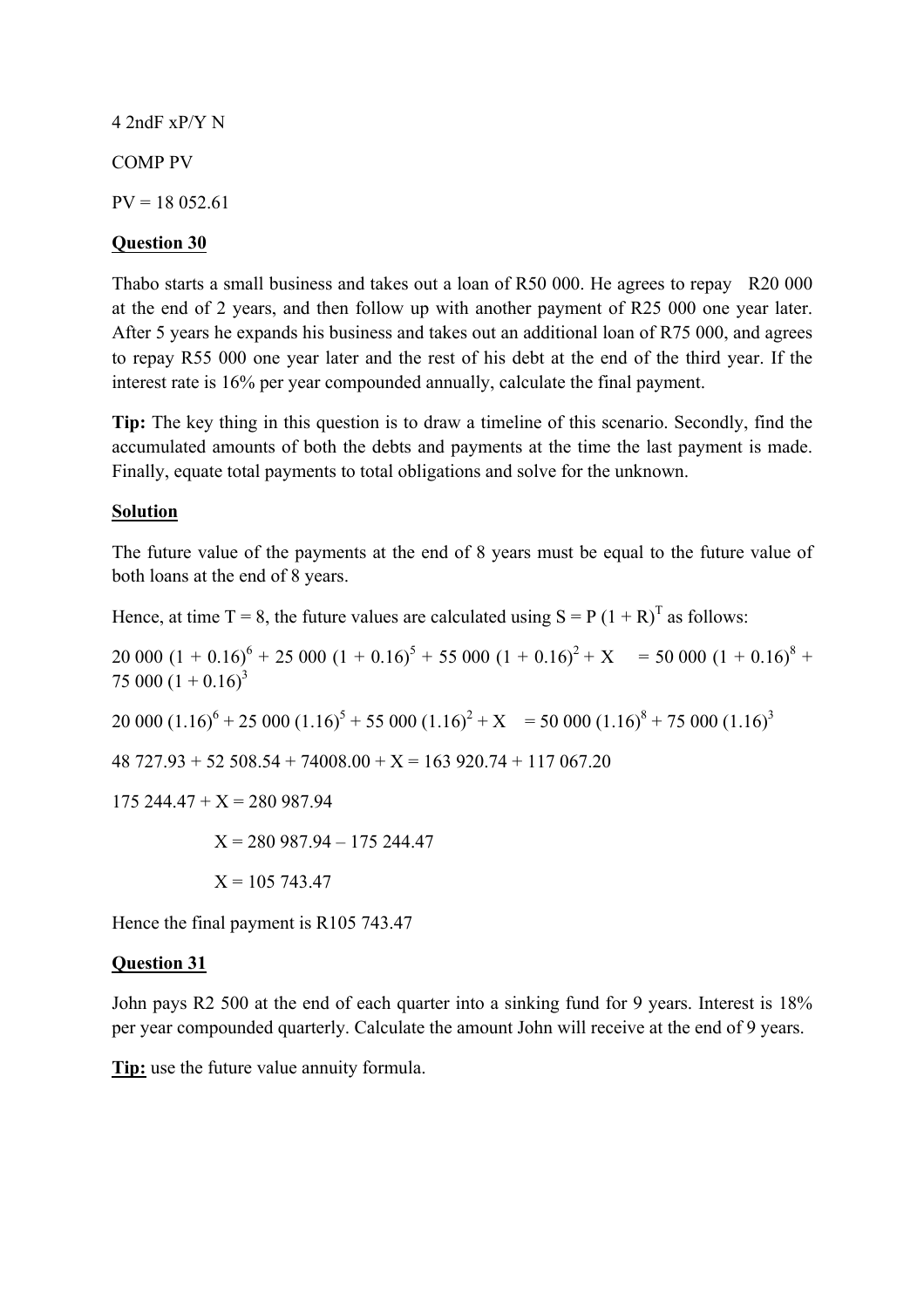4 2ndF xP/Y N

COMP PV

PV = 18 052.61

**Question 30**

Thabo starts a small business and takes out a loan of R50 000. He agrees to repay R20 000 at the end of 2 years, and then follow up with another payment of R25 000 one year later. After 5 years he expands his business and takes out an additional loan of R75 000, and agrees to repay R55 000 one year later and the rest of his debt at the end of the third year. If the interest rate is 16% per year compounded annually, calculate the final payment.

**Tip:** The key thing in this question is to draw a timeline of this scenario. Secondly, find the accumulated amounts of both the debts and payments at the time the last payment is made. Finally, equate total payments to total obligations and solve for the unknown.

**Solution**

The future value of the payments at the end of 8 years must be equal to the future value of both loans at the end of 8 years.

Hence, at time T = 8, the future values are calculated using $S = P\,(1 + R)^T$ as follows:

$$20\,000\,(1 + 0.16)^6 + 25\,000\,(1 + 0.16)^5 + 55\,000\,(1 + 0.16)^2 + X = 50\,000\,(1 + 0.16)^8 + 75\,000\,(1 + 0.16)^3$$

$$20\,000\,(1.16)^6 + 25\,000\,(1.16)^5 + 55\,000\,(1.16)^2 + X = 50\,000\,(1.16)^8 + 75\,000\,(1.16)^3$$

$$48\,727.93 + 52\,508.54 + 74008.00 + X = 163\,920.74 + 117\,067.20$$

$$175\,244.47 + X = 280\,987.94$$

$$X = 280\,987.94 - 175\,244.47$$

$$X = 105\,743.47$$

Hence the final payment is R105 743.47

**Question 31**

John pays R2 500 at the end of each quarter into a sinking fund for 9 years. Interest is 18% per year compounded quarterly. Calculate the amount John will receive at the end of 9 years.

**Tip:** use the future value annuity formula.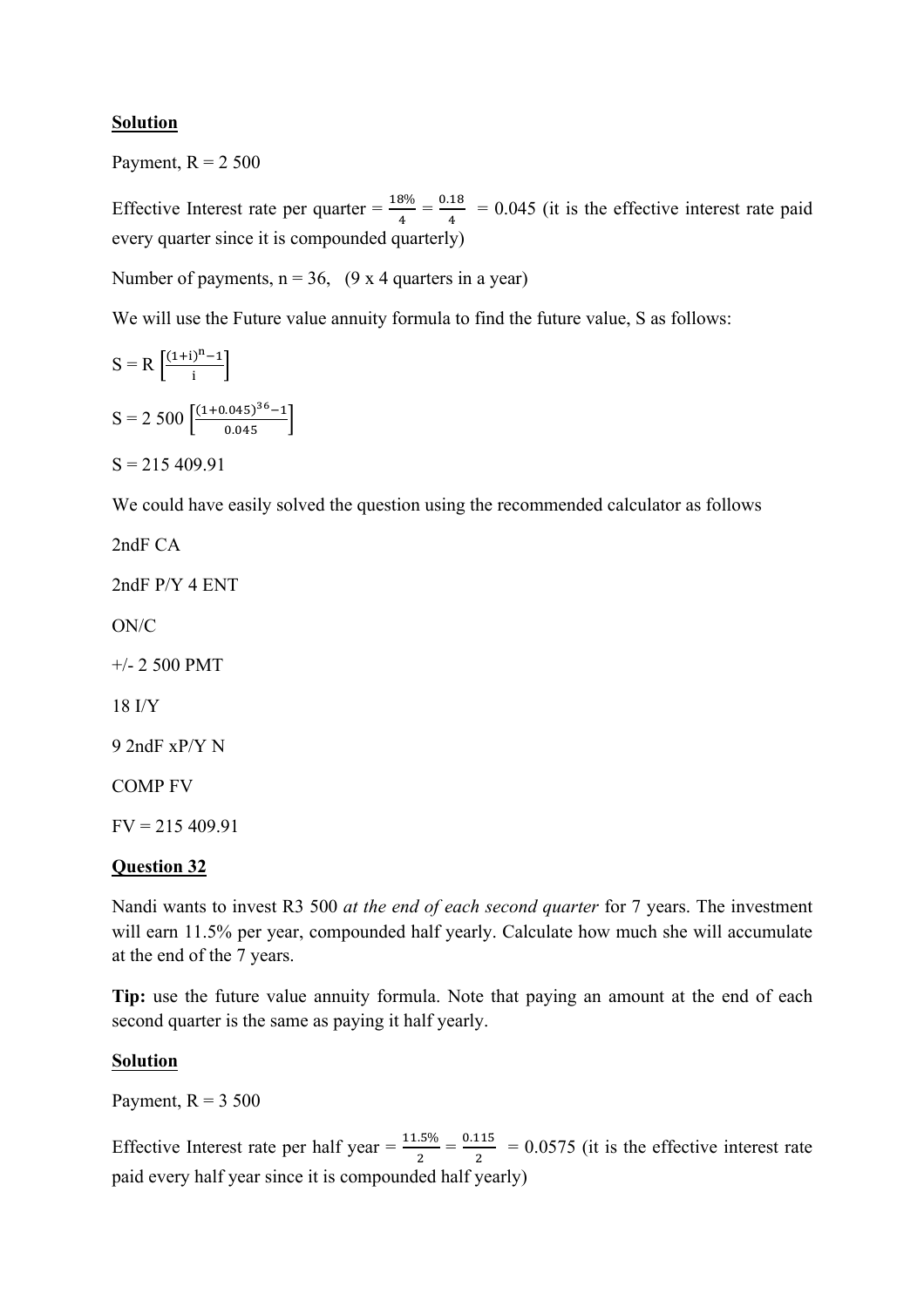**Solution**

Payment, R = 2 500

Effective Interest rate per quarter = $\frac{18\%}{4} = \frac{0.18}{4}$ = 0.045 (it is the effective interest rate paid every quarter since it is compounded quarterly)

Number of payments, n = 36, (9 x 4 quarters in a year)

We will use the Future value annuity formula to find the future value, S as follows:

$$S = R\left[\frac{(1+i)^n - 1}{i}\right]$$

$$S = 2\,500\left[\frac{(1+0.045)^{36} - 1}{0.045}\right]$$

S = 215 409.91

We could have easily solved the question using the recommended calculator as follows

2ndF CA

2ndF P/Y 4 ENT

ON/C

+/- 2 500 PMT

18 I/Y

9 2ndF xP/Y N

COMP FV

FV = 215 409.91

**Question 32**

Nandi wants to invest R3 500 *at the end of each second quarter* for 7 years. The investment will earn 11.5% per year, compounded half yearly. Calculate how much she will accumulate at the end of the 7 years.

**Tip:** use the future value annuity formula. Note that paying an amount at the end of each second quarter is the same as paying it half yearly.

**Solution**

Payment, R = 3 500

Effective Interest rate per half year = $\frac{11.5\%}{2} = \frac{0.115}{2}$ = 0.0575 (it is the effective interest rate paid every half year since it is compounded half yearly)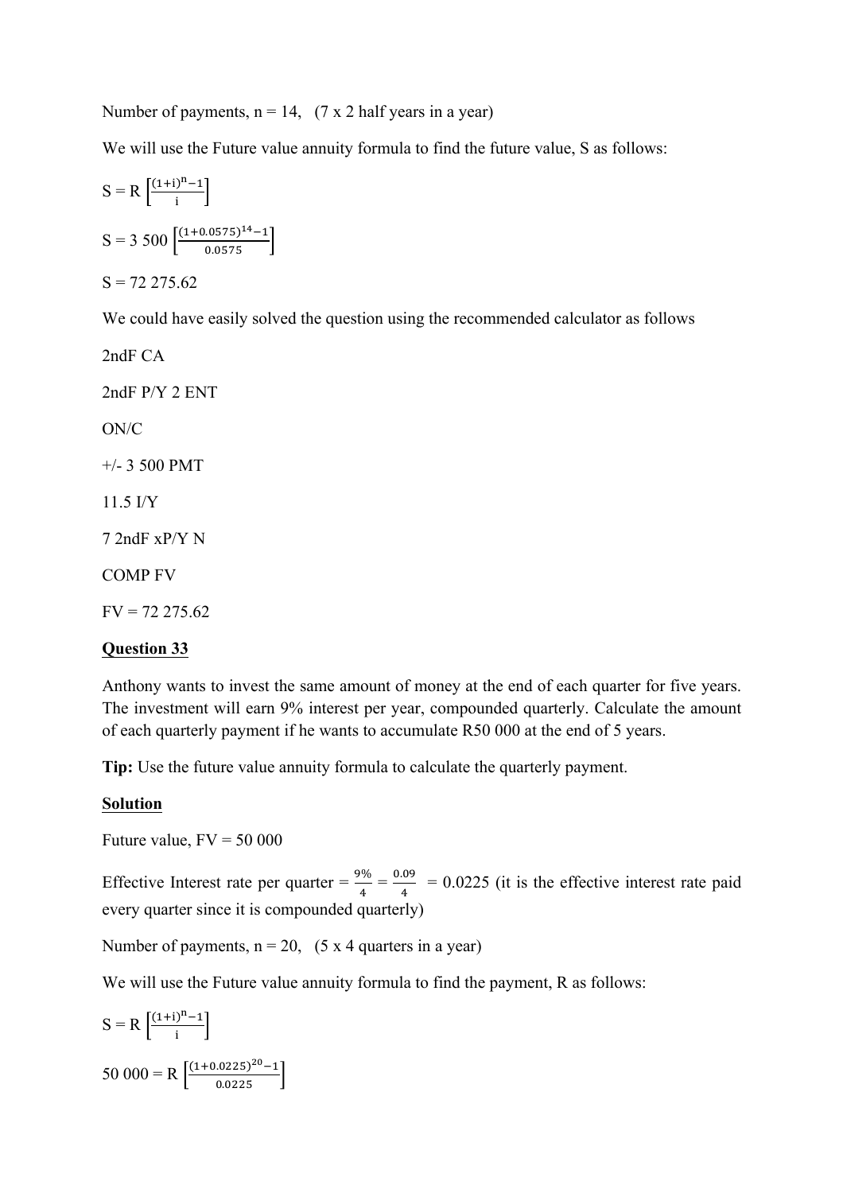Number of payments, n = 14,   (7 x 2 half years in a year)

We will use the Future value annuity formula to find the future value, S as follows:

$$S = R\left[\frac{(1+i)^n - 1}{i}\right]$$

$$S = 3\ 500\left[\frac{(1+0.0575)^{14} - 1}{0.0575}\right]$$

S = 72 275.62

We could have easily solved the question using the recommended calculator as follows

2ndF CA

2ndF P/Y 2 ENT

ON/C

+/- 3 500 PMT

11.5 I/Y

7 2ndF xP/Y N

COMP FV

FV = 72 275.62

**Question 33**

Anthony wants to invest the same amount of money at the end of each quarter for five years. The investment will earn 9% interest per year, compounded quarterly. Calculate the amount of each quarterly payment if he wants to accumulate R50 000 at the end of 5 years.

**Tip:** Use the future value annuity formula to calculate the quarterly payment.

**Solution**

Future value, FV = 50 000

Effective Interest rate per quarter = $\frac{9\%}{4} = \frac{0.09}{4}$ = 0.0225 (it is the effective interest rate paid every quarter since it is compounded quarterly)

Number of payments, n = 20,   (5 x 4 quarters in a year)

We will use the Future value annuity formula to find the payment, R as follows:

$$S = R\left[\frac{(1+i)^n - 1}{i}\right]$$

$$50\ 000 = R\left[\frac{(1+0.0225)^{20} - 1}{0.0225}\right]$$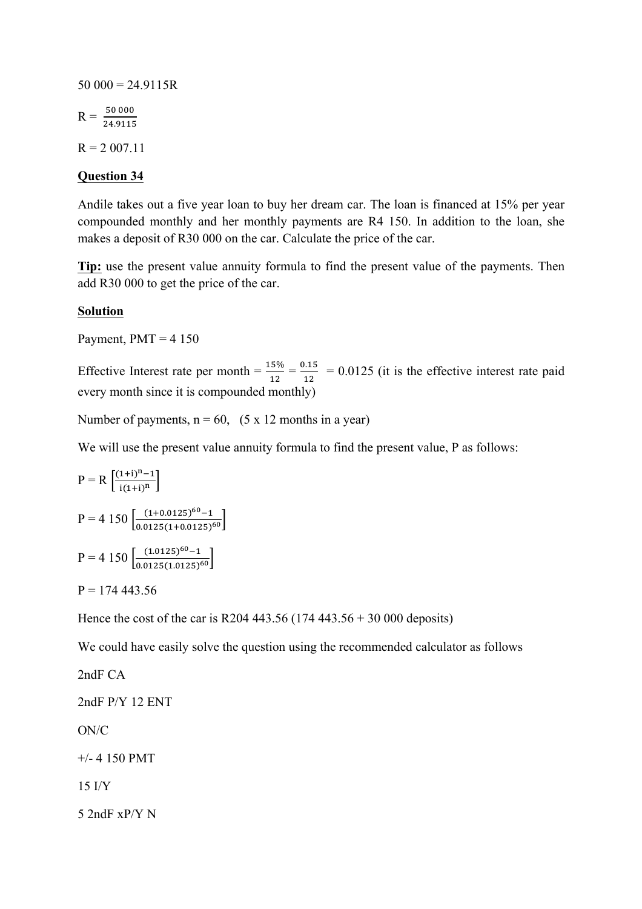50 000 = 24.9115R

$R = \frac{50\,000}{24.9115}$

R = 2 007.11

**Question 34**

Andile takes out a five year loan to buy her dream car. The loan is financed at 15% per year compounded monthly and her monthly payments are R4 150. In addition to the loan, she makes a deposit of R30 000 on the car. Calculate the price of the car.

**Tip:** use the present value annuity formula to find the present value of the payments. Then add R30 000 to get the price of the car.

**Solution**

Payment, PMT = 4 150

Effective Interest rate per month = $\frac{15\%}{12} = \frac{0.15}{12}$ = 0.0125 (it is the effective interest rate paid every month since it is compounded monthly)

Number of payments, n = 60, (5 x 12 months in a year)

We will use the present value annuity formula to find the present value, P as follows:

$P = R\left[\frac{(1+i)^n - 1}{i(1+i)^n}\right]$

$P = 4\,150\left[\frac{(1+0.0125)^{60} - 1}{0.0125(1+0.0125)^{60}}\right]$

$P = 4\,150\left[\frac{(1.0125)^{60} - 1}{0.0125(1.0125)^{60}}\right]$

P = 174 443.56

Hence the cost of the car is R204 443.56 (174 443.56 + 30 000 deposits)

We could have easily solve the question using the recommended calculator as follows

2ndF CA

2ndF P/Y 12 ENT

ON/C

+/- 4 150 PMT

15 I/Y

5 2ndF xP/Y N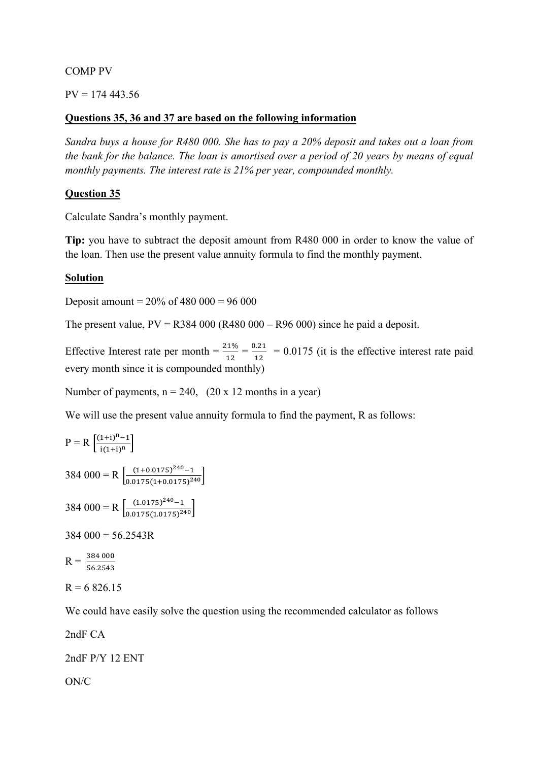COMP PV

PV = 174 443.56

**Questions 35, 36 and 37 are based on the following information**

*Sandra buys a house for R480 000. She has to pay a 20% deposit and takes out a loan from the bank for the balance. The loan is amortised over a period of 20 years by means of equal monthly payments. The interest rate is 21% per year, compounded monthly.*

**Question 35**

Calculate Sandra's monthly payment.

**Tip:** you have to subtract the deposit amount from R480 000 in order to know the value of the loan. Then use the present value annuity formula to find the monthly payment.

**Solution**

Deposit amount = 20% of 480 000 = 96 000

The present value, PV = R384 000 (R480 000 – R96 000) since he paid a deposit.

Effective Interest rate per month = $\frac{21\%}{12} = \frac{0.21}{12}$ = 0.0175 (it is the effective interest rate paid every month since it is compounded monthly)

Number of payments, n = 240, (20 x 12 months in a year)

We will use the present value annuity formula to find the payment, R as follows:

$$P = R\left[\frac{(1+i)^n - 1}{i(1+i)^n}\right]$$

$$384\ 000 = R\left[\frac{(1+0.0175)^{240} - 1}{0.0175(1+0.0175)^{240}}\right]$$

$$384\ 000 = R\left[\frac{(1.0175)^{240} - 1}{0.0175(1.0175)^{240}}\right]$$

384 000 = 56.2543R

$$R = \frac{384\ 000}{56.2543}$$

R = 6 826.15

We could have easily solve the question using the recommended calculator as follows

2ndF CA

2ndF P/Y 12 ENT

ON/C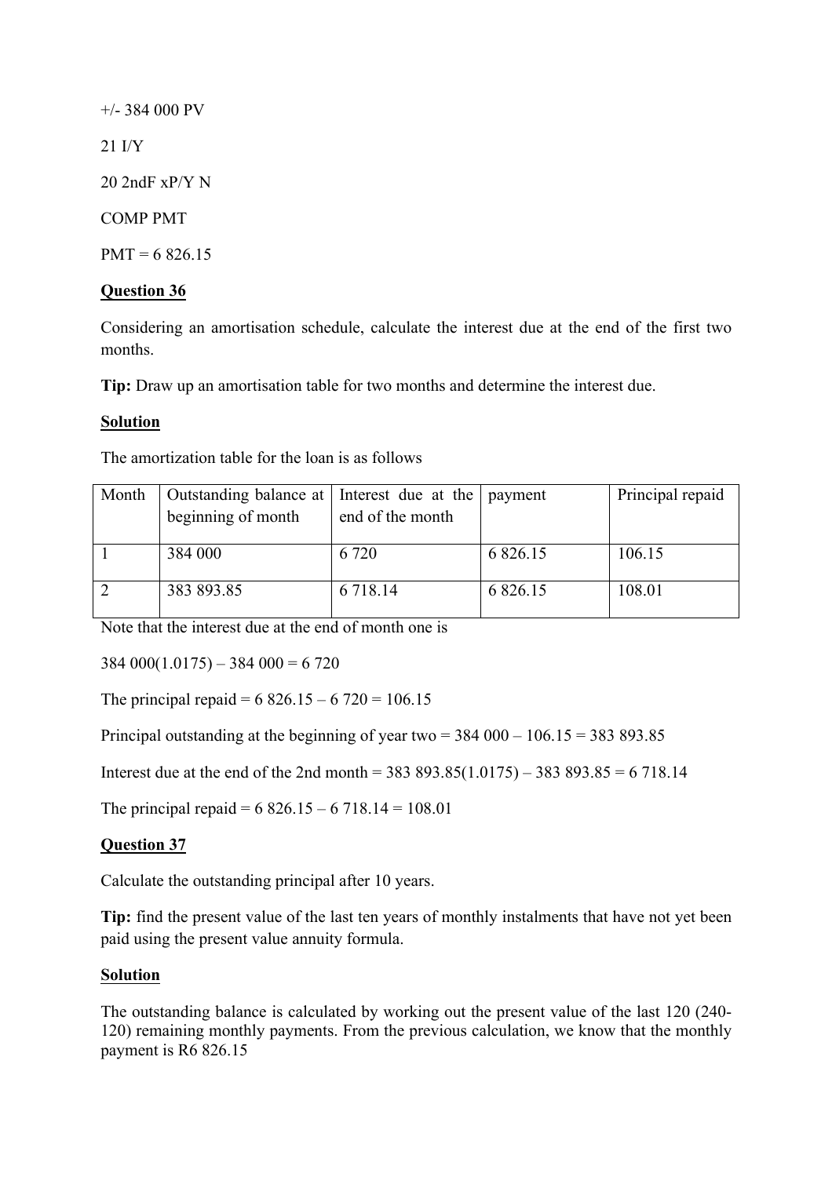+/- 384 000 PV

21 I/Y

20 2ndF xP/Y N

COMP PMT

PMT = 6 826.15

**Question 36**

Considering an amortisation schedule, calculate the interest due at the end of the first two months.

**Tip:** Draw up an amortisation table for two months and determine the interest due.

**Solution**

The amortization table for the loan is as follows

| Month | Outstanding balance at beginning of month | Interest due at the end of the month | payment | Principal repaid |
|---|---|---|---|---|
| 1 | 384 000 | 6 720 | 6 826.15 | 106.15 |
| 2 | 383 893.85 | 6 718.14 | 6 826.15 | 108.01 |

Note that the interest due at the end of month one is

384 000(1.0175) – 384 000 = 6 720

The principal repaid = 6 826.15 – 6 720 = 106.15

Principal outstanding at the beginning of year two = 384 000 – 106.15 = 383 893.85

Interest due at the end of the 2nd month = 383 893.85(1.0175) – 383 893.85 = 6 718.14

The principal repaid = 6 826.15 – 6 718.14 = 108.01

**Question 37**

Calculate the outstanding principal after 10 years.

**Tip:** find the present value of the last ten years of monthly instalments that have not yet been paid using the present value annuity formula.

**Solution**

The outstanding balance is calculated by working out the present value of the last 120 (240-120) remaining monthly payments. From the previous calculation, we know that the monthly payment is R6 826.15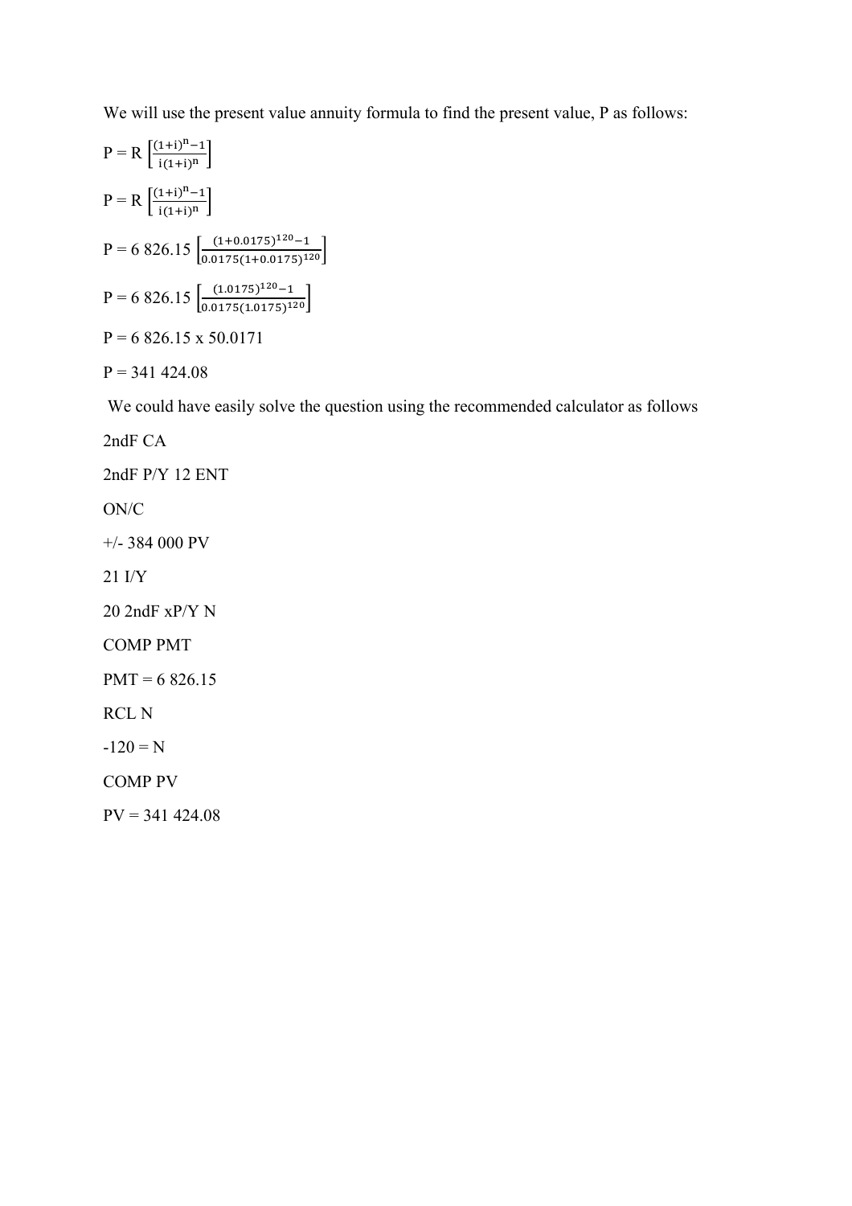We will use the present value annuity formula to find the present value, P as follows:

$$P = R\left[\frac{(1+i)^n - 1}{i(1+i)^n}\right]$$

$$P = R\left[\frac{(1+i)^n - 1}{i(1+i)^n}\right]$$

$$P = 6\ 826.15\left[\frac{(1+0.0175)^{120} - 1}{0.0175(1+0.0175)^{120}}\right]$$

$$P = 6\ 826.15\left[\frac{(1.0175)^{120} - 1}{0.0175(1.0175)^{120}}\right]$$

P = 6 826.15 x 50.0171

P = 341 424.08

We could have easily solve the question using the recommended calculator as follows

2ndF CA

2ndF P/Y 12 ENT

ON/C

+/- 384 000 PV

21 I/Y

20 2ndF xP/Y N

COMP PMT

PMT = 6 826.15

RCL N

-120 = N

COMP PV

PV = 341 424.08